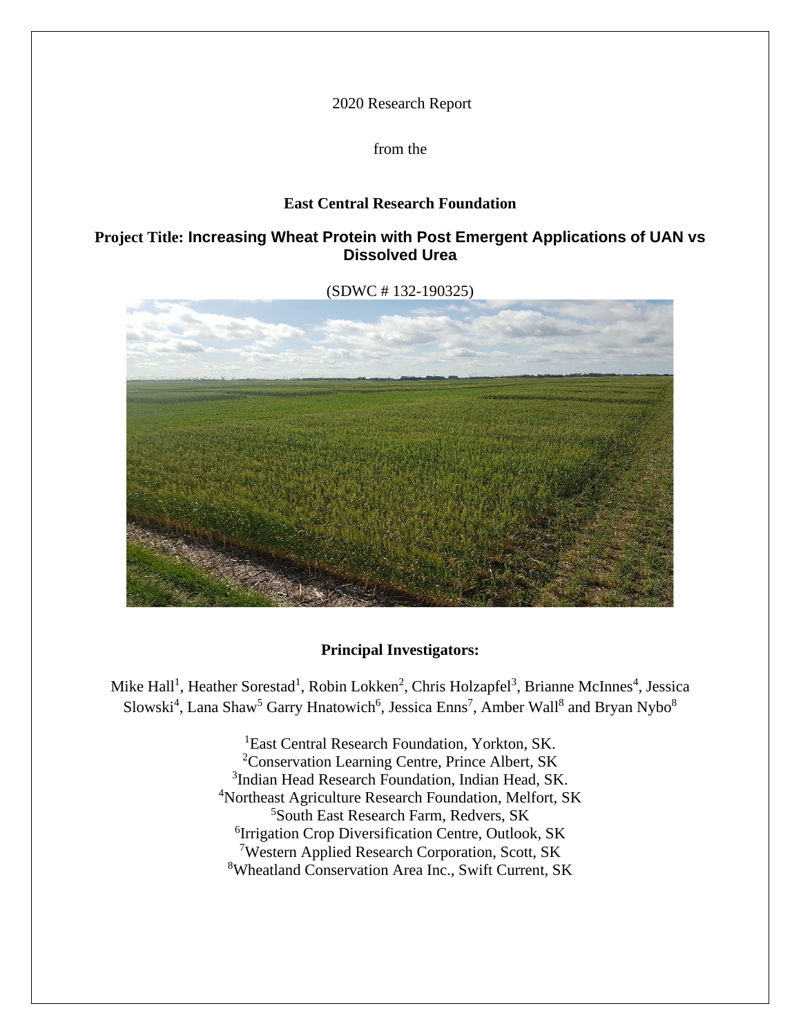2020 Research Report

from the

**East Central Research Foundation**

**Project Title: Increasing Wheat Protein with Post Emergent Applications of UAN vs Dissolved Urea**

(SDWC # 132-190325)

**Principal Investigators:**

Mike Hall[1], Heather Sorestad[1], Robin Lokken[2], Chris Holzapfel[3], Brianne McInnes[4], Jessica Slowski[4], Lana Shaw[5] Garry Hnatowich[6], Jessica Enns[7], Amber Wall[8] and Bryan Nybo[8]

[1]East Central Research Foundation, Yorkton, SK.
[2]Conservation Learning Centre, Prince Albert, SK
[3]Indian Head Research Foundation, Indian Head, SK.
[4]Northeast Agriculture Research Foundation, Melfort, SK
[5]South East Research Farm, Redvers, SK
[6]Irrigation Crop Diversification Centre, Outlook, SK
[7]Western Applied Research Corporation, Scott, SK
[8]Wheatland Conservation Area Inc., Swift Current, SK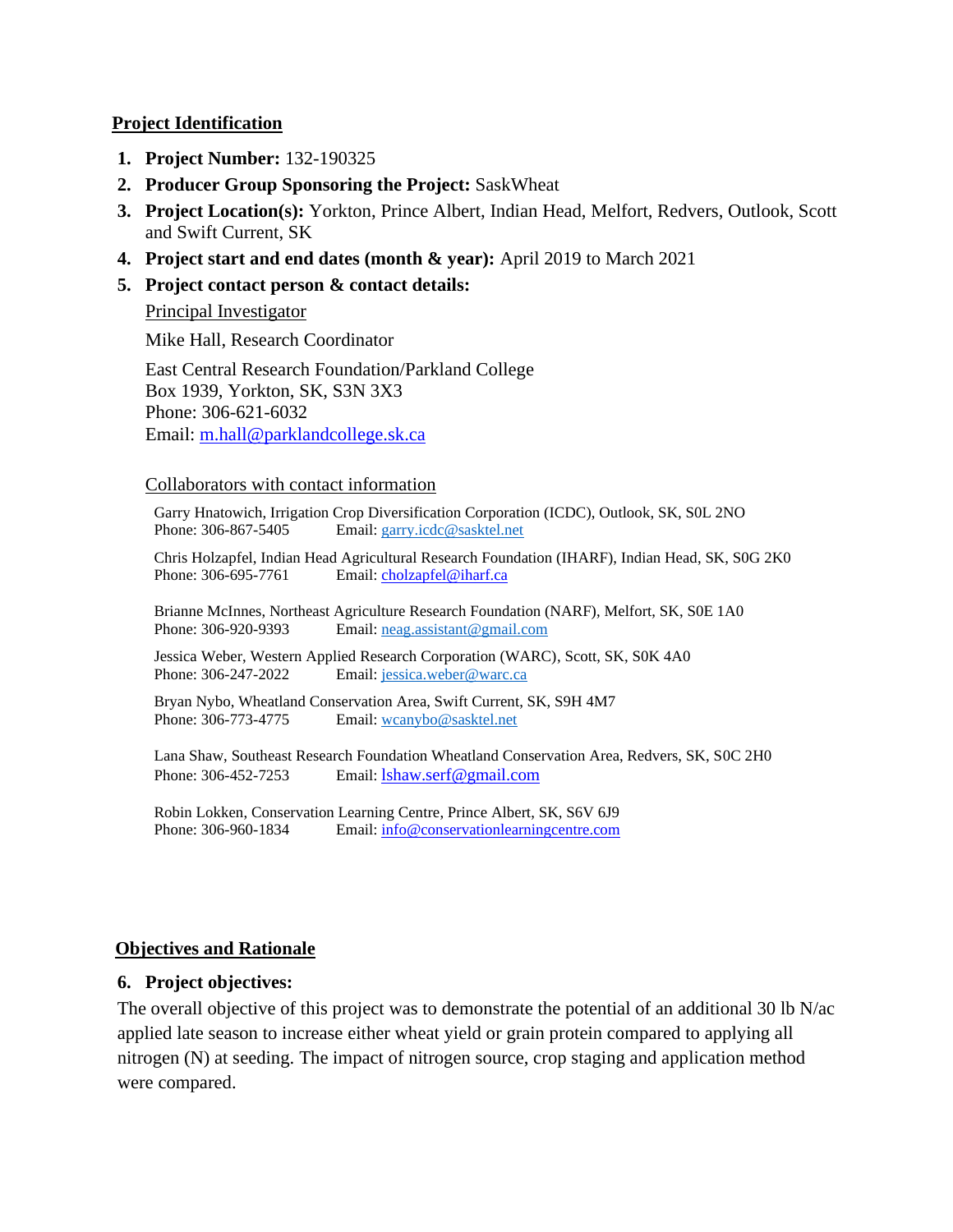## Project Identification

1. **Project Number:** 132-190325
2. **Producer Group Sponsoring the Project:** SaskWheat
3. **Project Location(s):** Yorkton, Prince Albert, Indian Head, Melfort, Redvers, Outlook, Scott and Swift Current, SK
4. **Project start and end dates (month & year):** April 2019 to March 2021
5. **Project contact person & contact details:**

   Principal Investigator

   Mike Hall, Research Coordinator

   East Central Research Foundation/Parkland College
   Box 1939, Yorkton, SK, S3N 3X3
   Phone: 306-621-6032
   Email: m.hall@parklandcollege.sk.ca

   Collaborators with contact information

   Garry Hnatowich, Irrigation Crop Diversification Corporation (ICDC), Outlook, SK, S0L 2NO
   Phone: 306-867-5405 Email: garry.icdc@sasktel.net

   Chris Holzapfel, Indian Head Agricultural Research Foundation (IHARF), Indian Head, SK, S0G 2K0
   Phone: 306-695-7761 Email: cholzapfel@iharf.ca

   Brianne McInnes, Northeast Agriculture Research Foundation (NARF), Melfort, SK, S0E 1A0
   Phone: 306-920-9393 Email: neag.assistant@gmail.com

   Jessica Weber, Western Applied Research Corporation (WARC), Scott, SK, S0K 4A0
   Phone: 306-247-2022 Email: jessica.weber@warc.ca

   Bryan Nybo, Wheatland Conservation Area, Swift Current, SK, S9H 4M7
   Phone: 306-773-4775 Email: wcanybo@sasktel.net

   Lana Shaw, Southeast Research Foundation Wheatland Conservation Area, Redvers, SK, S0C 2H0
   Phone: 306-452-7253 Email: lshaw.serf@gmail.com

   Robin Lokken, Conservation Learning Centre, Prince Albert, SK, S6V 6J9
   Phone: 306-960-1834 Email: info@conservationlearningcentre.com

## Objectives and Rationale

6. **Project objectives:**

The overall objective of this project was to demonstrate the potential of an additional 30 lb N/ac applied late season to increase either wheat yield or grain protein compared to applying all nitrogen (N) at seeding. The impact of nitrogen source, crop staging and application method were compared.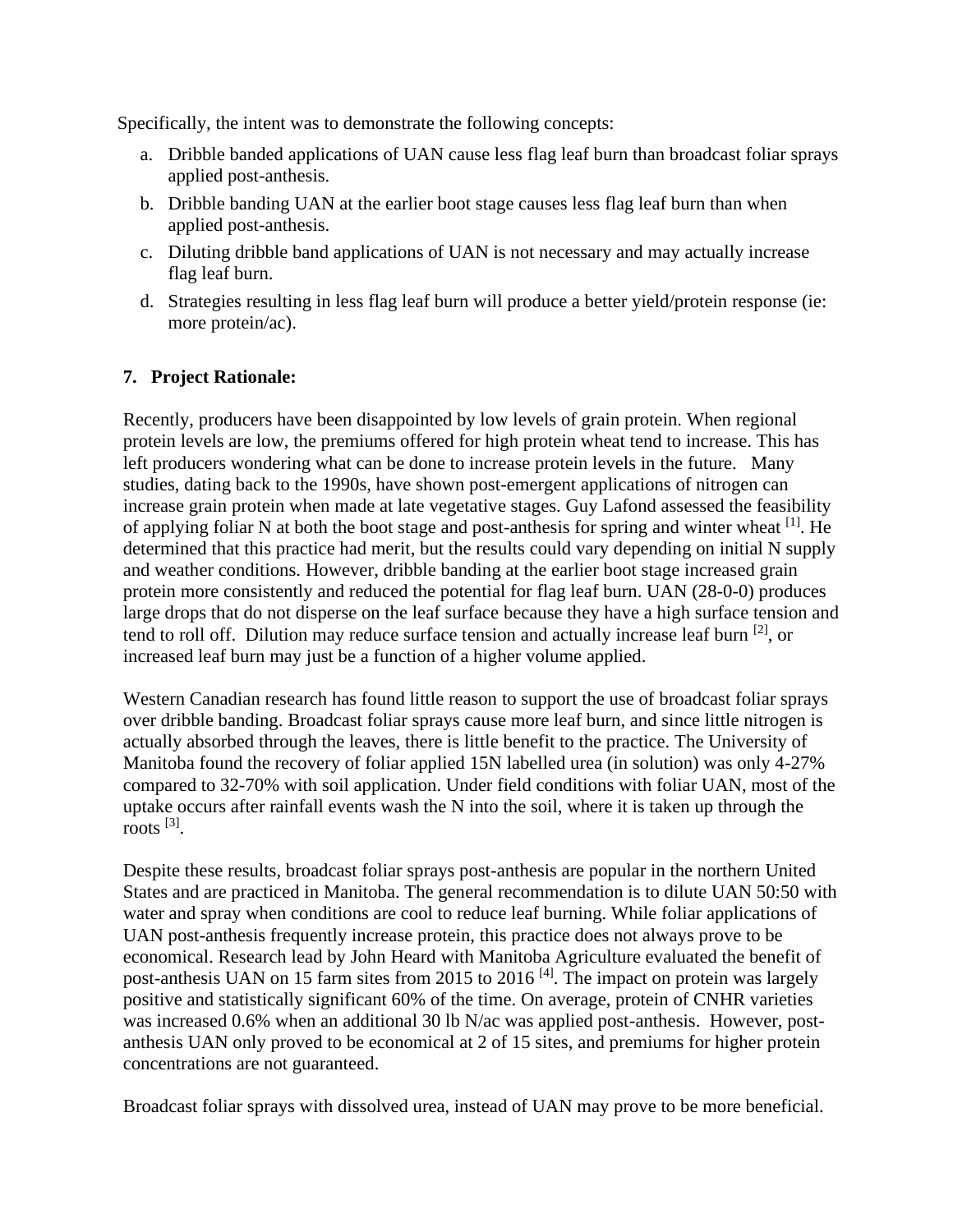Specifically, the intent was to demonstrate the following concepts:

a. Dribble banded applications of UAN cause less flag leaf burn than broadcast foliar sprays applied post-anthesis.
b. Dribble banding UAN at the earlier boot stage causes less flag leaf burn than when applied post-anthesis.
c. Diluting dribble band applications of UAN is not necessary and may actually increase flag leaf burn.
d. Strategies resulting in less flag leaf burn will produce a better yield/protein response (ie: more protein/ac).

## 7. Project Rationale:

Recently, producers have been disappointed by low levels of grain protein. When regional protein levels are low, the premiums offered for high protein wheat tend to increase. This has left producers wondering what can be done to increase protein levels in the future. Many studies, dating back to the 1990s, have shown post-emergent applications of nitrogen can increase grain protein when made at late vegetative stages. Guy Lafond assessed the feasibility of applying foliar N at both the boot stage and post-anthesis for spring and winter wheat [1]. He determined that this practice had merit, but the results could vary depending on initial N supply and weather conditions. However, dribble banding at the earlier boot stage increased grain protein more consistently and reduced the potential for flag leaf burn. UAN (28-0-0) produces large drops that do not disperse on the leaf surface because they have a high surface tension and tend to roll off. Dilution may reduce surface tension and actually increase leaf burn [2], or increased leaf burn may just be a function of a higher volume applied.

Western Canadian research has found little reason to support the use of broadcast foliar sprays over dribble banding. Broadcast foliar sprays cause more leaf burn, and since little nitrogen is actually absorbed through the leaves, there is little benefit to the practice. The University of Manitoba found the recovery of foliar applied 15N labelled urea (in solution) was only 4-27% compared to 32-70% with soil application. Under field conditions with foliar UAN, most of the uptake occurs after rainfall events wash the N into the soil, where it is taken up through the roots [3].

Despite these results, broadcast foliar sprays post-anthesis are popular in the northern United States and are practiced in Manitoba. The general recommendation is to dilute UAN 50:50 with water and spray when conditions are cool to reduce leaf burning. While foliar applications of UAN post-anthesis frequently increase protein, this practice does not always prove to be economical. Research lead by John Heard with Manitoba Agriculture evaluated the benefit of post-anthesis UAN on 15 farm sites from 2015 to 2016 [4]. The impact on protein was largely positive and statistically significant 60% of the time. On average, protein of CNHR varieties was increased 0.6% when an additional 30 lb N/ac was applied post-anthesis. However, post-anthesis UAN only proved to be economical at 2 of 15 sites, and premiums for higher protein concentrations are not guaranteed.

Broadcast foliar sprays with dissolved urea, instead of UAN may prove to be more beneficial.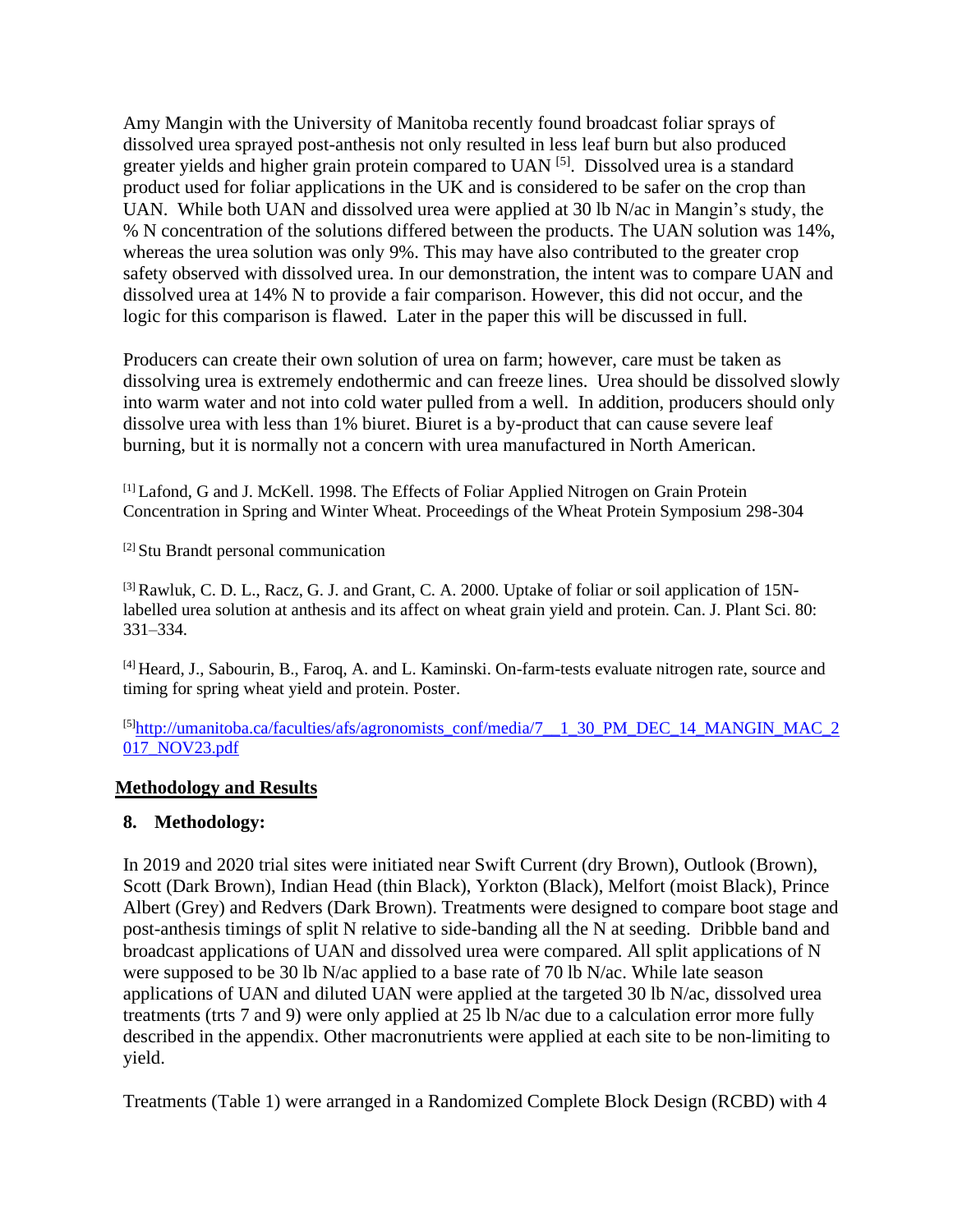Amy Mangin with the University of Manitoba recently found broadcast foliar sprays of dissolved urea sprayed post-anthesis not only resulted in less leaf burn but also produced greater yields and higher grain protein compared to UAN [5]. Dissolved urea is a standard product used for foliar applications in the UK and is considered to be safer on the crop than UAN. While both UAN and dissolved urea were applied at 30 lb N/ac in Mangin's study, the % N concentration of the solutions differed between the products. The UAN solution was 14%, whereas the urea solution was only 9%. This may have also contributed to the greater crop safety observed with dissolved urea. In our demonstration, the intent was to compare UAN and dissolved urea at 14% N to provide a fair comparison. However, this did not occur, and the logic for this comparison is flawed. Later in the paper this will be discussed in full.

Producers can create their own solution of urea on farm; however, care must be taken as dissolving urea is extremely endothermic and can freeze lines. Urea should be dissolved slowly into warm water and not into cold water pulled from a well. In addition, producers should only dissolve urea with less than 1% biuret. Biuret is a by-product that can cause severe leaf burning, but it is normally not a concern with urea manufactured in North American.

[1] Lafond, G and J. McKell. 1998. The Effects of Foliar Applied Nitrogen on Grain Protein Concentration in Spring and Winter Wheat. Proceedings of the Wheat Protein Symposium 298-304

[2] Stu Brandt personal communication

[3] Rawluk, C. D. L., Racz, G. J. and Grant, C. A. 2000. Uptake of foliar or soil application of 15N-labelled urea solution at anthesis and its affect on wheat grain yield and protein. Can. J. Plant Sci. 80: 331–334.

[4] Heard, J., Sabourin, B., Faroq, A. and L. Kaminski. On-farm-tests evaluate nitrogen rate, source and timing for spring wheat yield and protein. Poster.

[5] http://umanitoba.ca/faculties/afs/agronomists_conf/media/7__1_30_PM_DEC_14_MANGIN_MAC_2017_NOV23.pdf

## Methodology and Results

### 8. Methodology:

In 2019 and 2020 trial sites were initiated near Swift Current (dry Brown), Outlook (Brown), Scott (Dark Brown), Indian Head (thin Black), Yorkton (Black), Melfort (moist Black), Prince Albert (Grey) and Redvers (Dark Brown). Treatments were designed to compare boot stage and post-anthesis timings of split N relative to side-banding all the N at seeding. Dribble band and broadcast applications of UAN and dissolved urea were compared. All split applications of N were supposed to be 30 lb N/ac applied to a base rate of 70 lb N/ac. While late season applications of UAN and diluted UAN were applied at the targeted 30 lb N/ac, dissolved urea treatments (trts 7 and 9) were only applied at 25 lb N/ac due to a calculation error more fully described in the appendix. Other macronutrients were applied at each site to be non-limiting to yield.

Treatments (Table 1) were arranged in a Randomized Complete Block Design (RCBD) with 4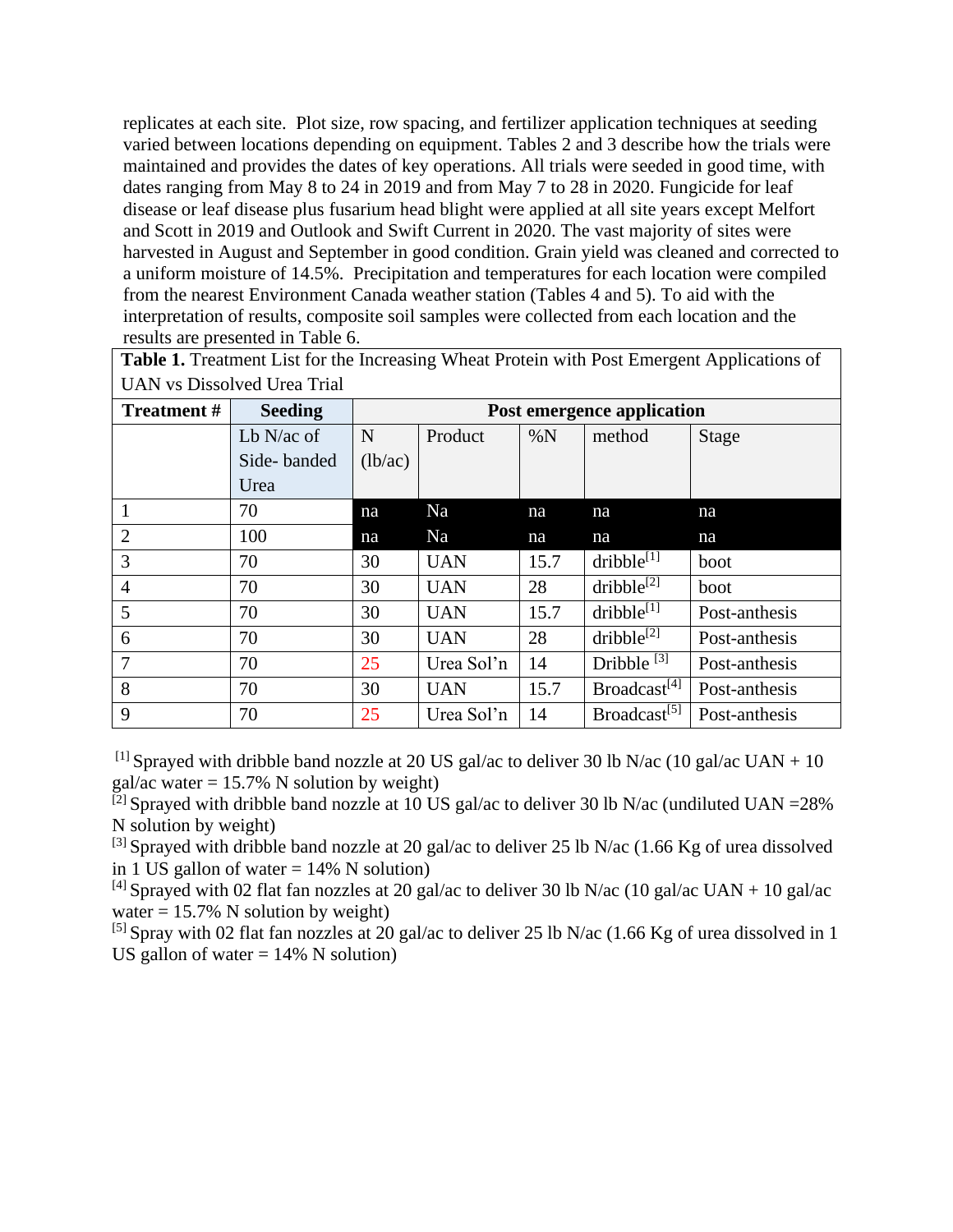replicates at each site. Plot size, row spacing, and fertilizer application techniques at seeding varied between locations depending on equipment. Tables 2 and 3 describe how the trials were maintained and provides the dates of key operations. All trials were seeded in good time, with dates ranging from May 8 to 24 in 2019 and from May 7 to 28 in 2020. Fungicide for leaf disease or leaf disease plus fusarium head blight were applied at all site years except Melfort and Scott in 2019 and Outlook and Swift Current in 2020. The vast majority of sites were harvested in August and September in good condition. Grain yield was cleaned and corrected to a uniform moisture of 14.5%. Precipitation and temperatures for each location were compiled from the nearest Environment Canada weather station (Tables 4 and 5). To aid with the interpretation of results, composite soil samples were collected from each location and the results are presented in Table 6.

**Table 1.** Treatment List for the Increasing Wheat Protein with Post Emergent Applications of UAN vs Dissolved Urea Trial

| Treatment # | Seeding | Post emergence application | | | | |
|---|---|---|---|---|---|---|
| | Lb N/ac of Side- banded Urea | N (lb/ac) | Product | %N | method | Stage |
| 1 | 70 | na | Na | na | na | na |
| 2 | 100 | na | Na | na | na | na |
| 3 | 70 | 30 | UAN | 15.7 | dribble[1] | boot |
| 4 | 70 | 30 | UAN | 28 | dribble[2] | boot |
| 5 | 70 | 30 | UAN | 15.7 | dribble[1] | Post-anthesis |
| 6 | 70 | 30 | UAN | 28 | dribble[2] | Post-anthesis |
| 7 | 70 | 25 | Urea Sol'n | 14 | Dribble [3] | Post-anthesis |
| 8 | 70 | 30 | UAN | 15.7 | Broadcast[4] | Post-anthesis |
| 9 | 70 | 25 | Urea Sol'n | 14 | Broadcast[5] | Post-anthesis |

[1] Sprayed with dribble band nozzle at 20 US gal/ac to deliver 30 lb N/ac (10 gal/ac UAN + 10 gal/ac water = 15.7% N solution by weight)

[2] Sprayed with dribble band nozzle at 10 US gal/ac to deliver 30 lb N/ac (undiluted UAN =28% N solution by weight)

[3] Sprayed with dribble band nozzle at 20 gal/ac to deliver 25 lb N/ac (1.66 Kg of urea dissolved in 1 US gallon of water = 14% N solution)

[4] Sprayed with 02 flat fan nozzles at 20 gal/ac to deliver 30 lb N/ac (10 gal/ac UAN + 10 gal/ac water = 15.7% N solution by weight)

[5] Spray with 02 flat fan nozzles at 20 gal/ac to deliver 25 lb N/ac (1.66 Kg of urea dissolved in 1 US gallon of water = 14% N solution)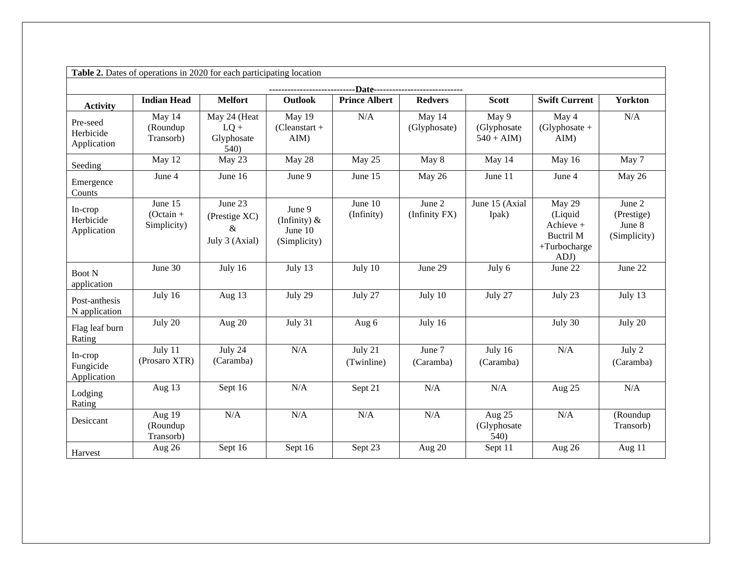**Table 2.** Dates of operations in 2020 for each participating location

| Activity | ----------------------------Date---------------------------- | | | | | | | |
|---|---|---|---|---|---|---|---|---|
| | **Indian Head** | **Melfort** | **Outlook** | **Prince Albert** | **Redvers** | **Scott** | **Swift Current** | **Yorkton** |
| Pre-seed Herbicide Application | May 14 (Roundup Transorb) | May 24 (Heat LQ + Glyphosate 540) | May 19 (Cleanstart + AIM) | N/A | May 14 (Glyphosate) | May 9 (Glyphosate 540 + AIM) | May 4 (Glyphosate + AIM) | N/A |
| Seeding | May 12 | May 23 | May 28 | May 25 | May 8 | May 14 | May 16 | May 7 |
| Emergence Counts | June 4 | June 16 | June 9 | June 15 | May 26 | June 11 | June 4 | May 26 |
| In-crop Herbicide Application | June 15 (Octain + Simplicity) | June 23 (Prestige XC) & July 3 (Axial) | June 9 (Infinity) & June 10 (Simplicity) | June 10 (Infinity) | June 2 (Infinity FX) | June 15 (Axial Ipak) | May 29 (Liquid Achieve + Buctril M +Turbocharge ADJ) | June 2 (Prestige) June 8 (Simplicity) |
| Boot N application | June 30 | July 16 | July 13 | July 10 | June 29 | July 6 | June 22 | June 22 |
| Post-anthesis N application | July 16 | Aug 13 | July 29 | July 27 | July 10 | July 27 | July 23 | July 13 |
| Flag leaf burn Rating | July 20 | Aug 20 | July 31 | Aug 6 | July 16 | | July 30 | July 20 |
| In-crop Fungicide Application | July 11 (Prosaro XTR) | July 24 (Caramba) | N/A | July 21 (Twinline) | June 7 (Caramba) | July 16 (Caramba) | N/A | July 2 (Caramba) |
| Lodging Rating | Aug 13 | Sept 16 | N/A | Sept 21 | N/A | N/A | Aug 25 | N/A |
| Desiccant | Aug 19 (Roundup Transorb) | N/A | N/A | N/A | N/A | Aug 25 (Glyphosate 540) | N/A | (Roundup Transorb) |
| Harvest | Aug 26 | Sept 16 | Sept 16 | Sept 23 | Aug 20 | Sept 11 | Aug 26 | Aug 11 |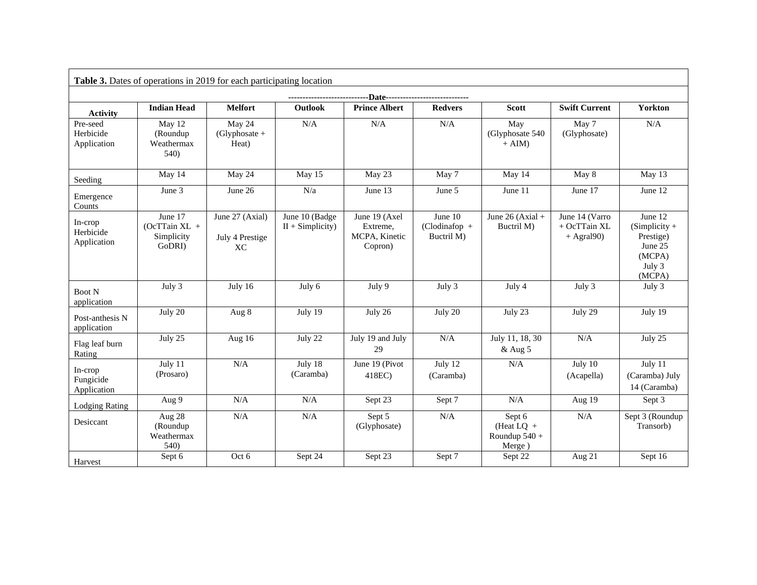**Table 3.** Dates of operations in 2019 for each participating location

| Activity | Indian Head | Melfort | Outlook | Prince Albert | Redvers | Scott | Swift Current | Yorkton |
|---|---|---|---|---|---|---|---|---|
| | ----------------------------Date---------------------------- | | | | | | | |
| Pre-seed Herbicide Application | May 12 (Roundup Weathermax 540) | May 24 (Glyphosate + Heat) | N/A | N/A | N/A | May (Glyphosate 540 + AIM) | May 7 (Glyphosate) | N/A |
| Seeding | May 14 | May 24 | May 15 | May 23 | May 7 | May 14 | May 8 | May 13 |
| Emergence Counts | June 3 | June 26 | N/a | June 13 | June 5 | June 11 | June 17 | June 12 |
| In-crop Herbicide Application | June 17 (OcTTain XL + Simplicity GoDRI) | June 27 (Axial) July 4 Prestige XC | June 10 (Badge II + Simplicity) | June 19 (Axel Extreme, MCPA, Kinetic Copron) | June 10 (Clodinafop + Buctril M) | June 26 (Axial + Buctril M) | June 14 (Varro + OcTTain XL + Agral90) | June 12 (Simplicity + Prestige) June 25 (MCPA) July 3 (MCPA) |
| Boot N application | July 3 | July 16 | July 6 | July 9 | July 3 | July 4 | July 3 | July 3 |
| Post-anthesis N application | July 20 | Aug 8 | July 19 | July 26 | July 20 | July 23 | July 29 | July 19 |
| Flag leaf burn Rating | July 25 | Aug 16 | July 22 | July 19 and July 29 | N/A | July 11, 18, 30 & Aug 5 | N/A | July 25 |
| In-crop Fungicide Application | July 11 (Prosaro) | N/A | July 18 (Caramba) | June 19 (Pivot 418EC) | July 12 (Caramba) | N/A | July 10 (Acapella) | July 11 (Caramba) July 14 (Caramba) |
| Lodging Rating | Aug 9 | N/A | N/A | Sept 23 | Sept 7 | N/A | Aug 19 | Sept 3 |
| Desiccant | Aug 28 (Roundup Weathermax 540) | N/A | N/A | Sept 5 (Glyphosate) | N/A | Sept 6 (Heat LQ + Roundup 540 + Merge ) | N/A | Sept 3 (Roundup Transorb) |
| Harvest | Sept 6 | Oct 6 | Sept 24 | Sept 23 | Sept 7 | Sept 22 | Aug 21 | Sept 16 |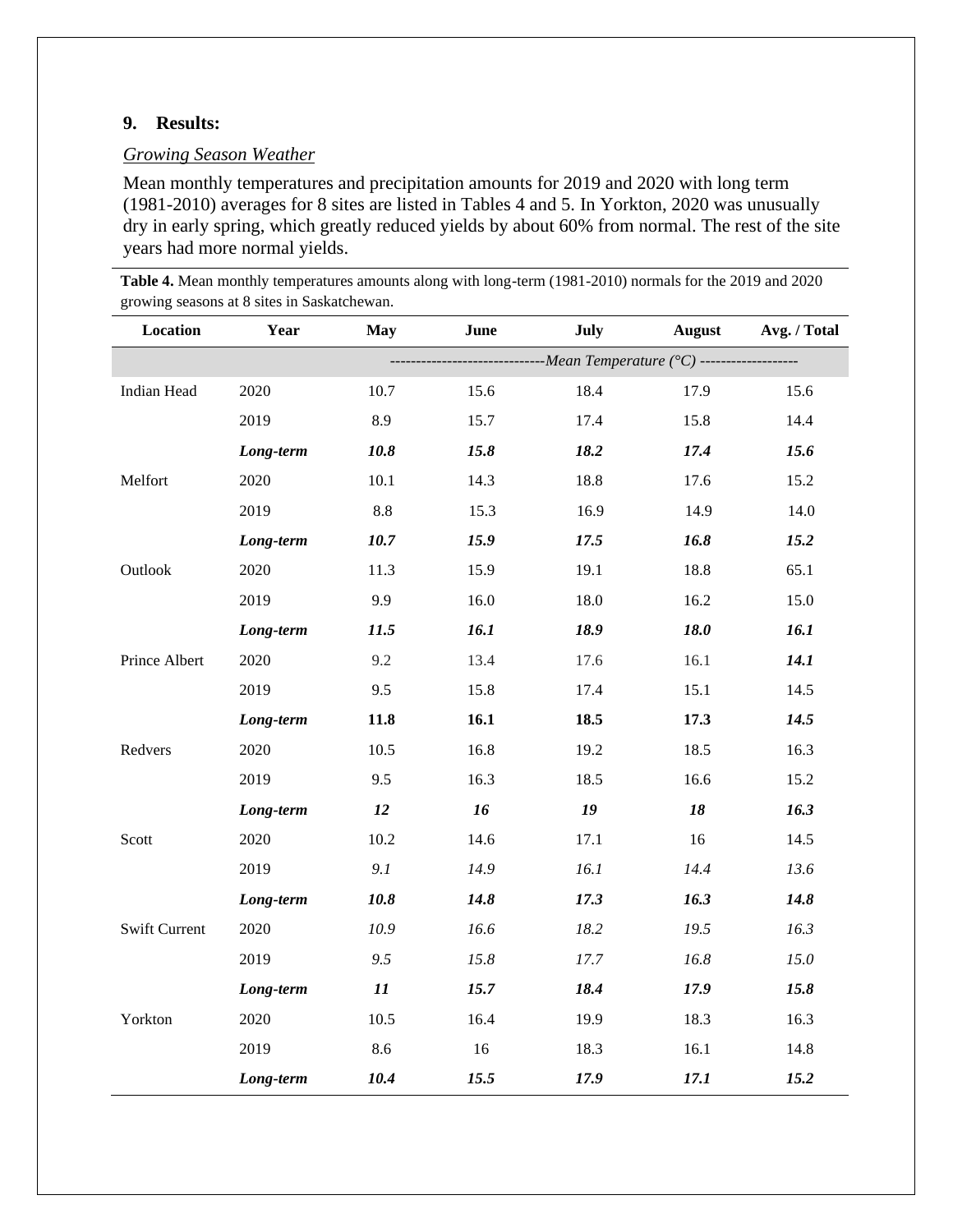### 9. Results:

*Growing Season Weather*

Mean monthly temperatures and precipitation amounts for 2019 and 2020 with long term (1981-2010) averages for 8 sites are listed in Tables 4 and 5. In Yorkton, 2020 was unusually dry in early spring, which greatly reduced yields by about 60% from normal. The rest of the site years had more normal yields.

**Table 4.** Mean monthly temperatures amounts along with long-term (1981-2010) normals for the 2019 and 2020 growing seasons at 8 sites in Saskatchewan.

| Location | Year | May | June | July | August | Avg. / Total |
|---|---|---|---|---|---|---|
| | | ----------------------------*Mean Temperature (°C)* ------------------- | | | | |
| Indian Head | 2020 | 10.7 | 15.6 | 18.4 | 17.9 | 15.6 |
| | 2019 | 8.9 | 15.7 | 17.4 | 15.8 | 14.4 |
| | ***Long-term*** | ***10.8*** | ***15.8*** | ***18.2*** | ***17.4*** | ***15.6*** |
| Melfort | 2020 | 10.1 | 14.3 | 18.8 | 17.6 | 15.2 |
| | 2019 | 8.8 | 15.3 | 16.9 | 14.9 | 14.0 |
| | ***Long-term*** | ***10.7*** | ***15.9*** | ***17.5*** | ***16.8*** | ***15.2*** |
| Outlook | 2020 | 11.3 | 15.9 | 19.1 | 18.8 | 65.1 |
| | 2019 | 9.9 | 16.0 | 18.0 | 16.2 | 15.0 |
| | ***Long-term*** | ***11.5*** | ***16.1*** | ***18.9*** | ***18.0*** | ***16.1*** |
| Prince Albert | 2020 | 9.2 | 13.4 | 17.6 | 16.1 | ***14.1*** |
| | 2019 | 9.5 | 15.8 | 17.4 | 15.1 | 14.5 |
| | ***Long-term*** | **11.8** | **16.1** | **18.5** | **17.3** | ***14.5*** |
| Redvers | 2020 | 10.5 | 16.8 | 19.2 | 18.5 | 16.3 |
| | 2019 | 9.5 | 16.3 | 18.5 | 16.6 | 15.2 |
| | ***Long-term*** | ***12*** | ***16*** | ***19*** | ***18*** | ***16.3*** |
| Scott | 2020 | 10.2 | 14.6 | 17.1 | 16 | 14.5 |
| | 2019 | *9.1* | *14.9* | *16.1* | *14.4* | *13.6* |
| | ***Long-term*** | ***10.8*** | ***14.8*** | ***17.3*** | ***16.3*** | ***14.8*** |
| Swift Current | 2020 | *10.9* | *16.6* | *18.2* | *19.5* | *16.3* |
| | 2019 | *9.5* | *15.8* | *17.7* | *16.8* | *15.0* |
| | ***Long-term*** | ***11*** | ***15.7*** | ***18.4*** | ***17.9*** | ***15.8*** |
| Yorkton | 2020 | 10.5 | 16.4 | 19.9 | 18.3 | 16.3 |
| | 2019 | 8.6 | 16 | 18.3 | 16.1 | 14.8 |
| | ***Long-term*** | ***10.4*** | ***15.5*** | ***17.9*** | ***17.1*** | ***15.2*** |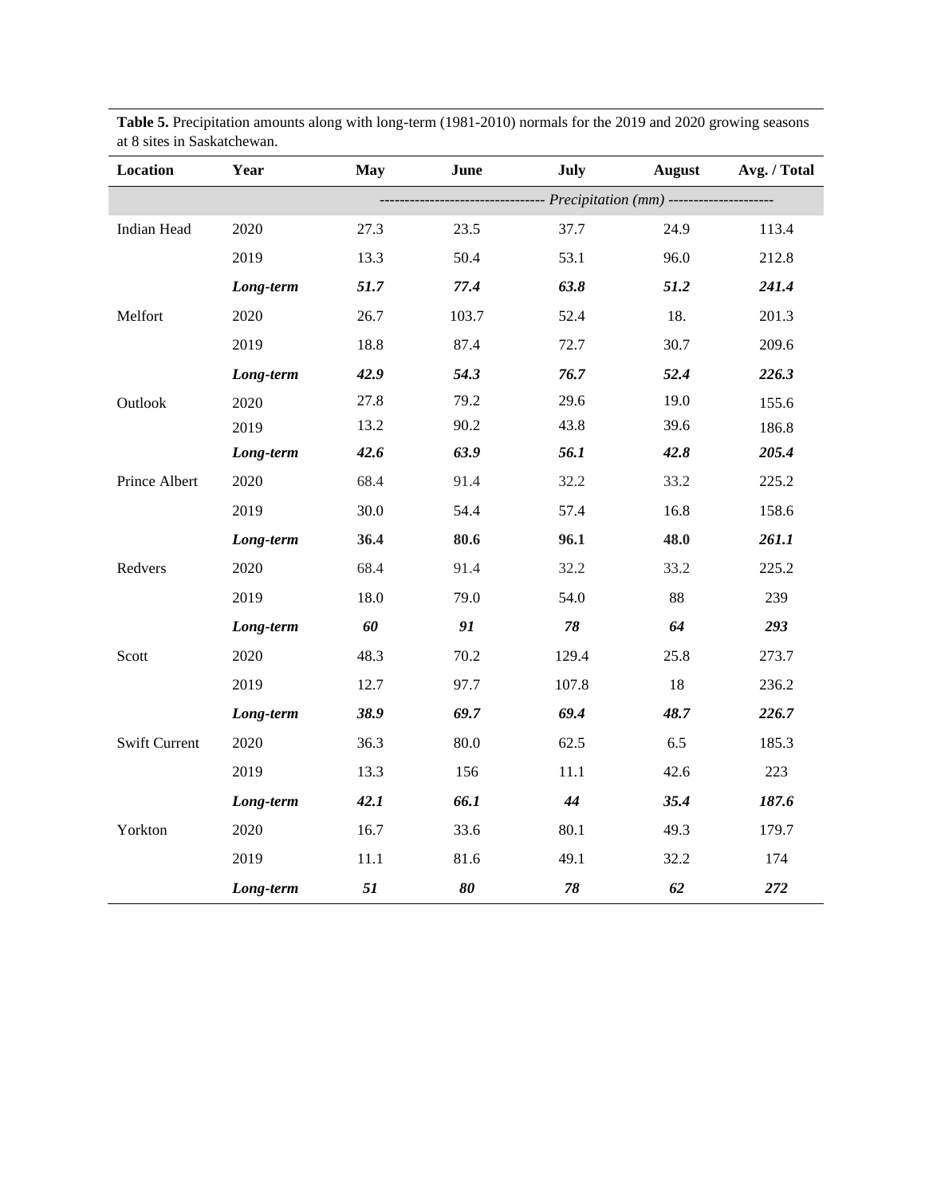**Table 5.** Precipitation amounts along with long-term (1981-2010) normals for the 2019 and 2020 growing seasons at 8 sites in Saskatchewan.

| Location | Year | May | June | July | August | Avg. / Total |
|---|---|---|---|---|---|---|
| | | ---------------------------------- | *Precipitation (mm)* | ---------------------- | | |
| Indian Head | 2020 | 27.3 | 23.5 | 37.7 | 24.9 | 113.4 |
| | 2019 | 13.3 | 50.4 | 53.1 | 96.0 | 212.8 |
| | ***Long-term*** | ***51.7*** | ***77.4*** | ***63.8*** | ***51.2*** | ***241.4*** |
| Melfort | 2020 | 26.7 | 103.7 | 52.4 | 18. | 201.3 |
| | 2019 | 18.8 | 87.4 | 72.7 | 30.7 | 209.6 |
| | ***Long-term*** | ***42.9*** | ***54.3*** | ***76.7*** | ***52.4*** | ***226.3*** |
| Outlook | 2020 | 27.8 | 79.2 | 29.6 | 19.0 | 155.6 |
| | 2019 | 13.2 | 90.2 | 43.8 | 39.6 | 186.8 |
| | ***Long-term*** | ***42.6*** | ***63.9*** | ***56.1*** | ***42.8*** | ***205.4*** |
| Prince Albert | 2020 | 68.4 | 91.4 | 32.2 | 33.2 | 225.2 |
| | 2019 | 30.0 | 54.4 | 57.4 | 16.8 | 158.6 |
| | ***Long-term*** | **36.4** | **80.6** | **96.1** | **48.0** | ***261.1*** |
| Redvers | 2020 | 68.4 | 91.4 | 32.2 | 33.2 | 225.2 |
| | 2019 | 18.0 | 79.0 | 54.0 | 88 | 239 |
| | ***Long-term*** | ***60*** | ***91*** | ***78*** | ***64*** | ***293*** |
| Scott | 2020 | 48.3 | 70.2 | 129.4 | 25.8 | 273.7 |
| | 2019 | 12.7 | 97.7 | 107.8 | 18 | 236.2 |
| | ***Long-term*** | ***38.9*** | ***69.7*** | ***69.4*** | ***48.7*** | ***226.7*** |
| Swift Current | 2020 | 36.3 | 80.0 | 62.5 | 6.5 | 185.3 |
| | 2019 | 13.3 | 156 | 11.1 | 42.6 | 223 |
| | ***Long-term*** | ***42.1*** | ***66.1*** | ***44*** | ***35.4*** | ***187.6*** |
| Yorkton | 2020 | 16.7 | 33.6 | 80.1 | 49.3 | 179.7 |
| | 2019 | 11.1 | 81.6 | 49.1 | 32.2 | 174 |
| | ***Long-term*** | ***51*** | ***80*** | ***78*** | ***62*** | ***272*** |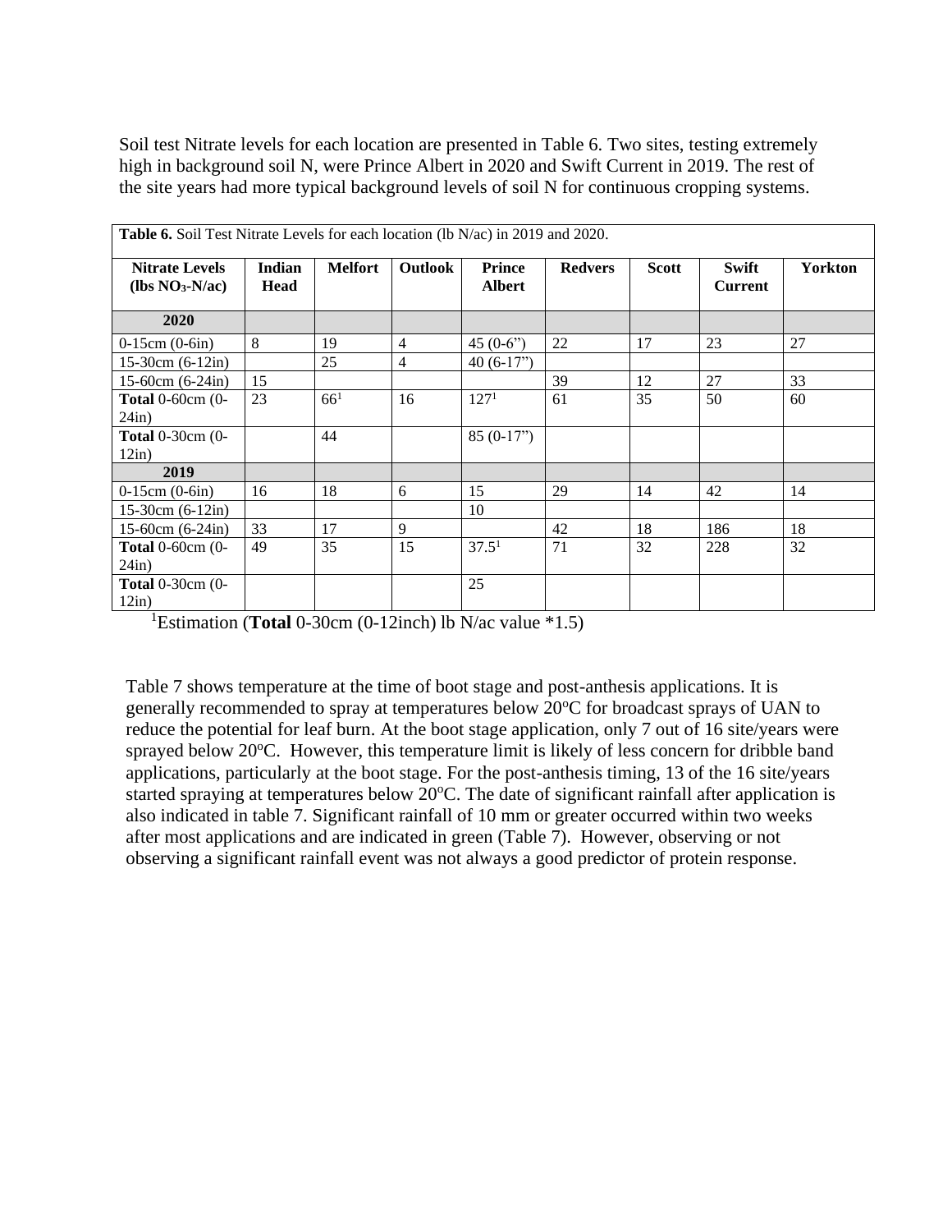Soil test Nitrate levels for each location are presented in Table 6. Two sites, testing extremely high in background soil N, were Prince Albert in 2020 and Swift Current in 2019. The rest of the site years had more typical background levels of soil N for continuous cropping systems.

**Table 6.** Soil Test Nitrate Levels for each location (lb N/ac) in 2019 and 2020.

| Nitrate Levels (lbs $NO_3$-N/ac) | Indian Head | Melfort | Outlook | Prince Albert | Redvers | Scott | Swift Current | Yorkton |
|---|---|---|---|---|---|---|---|---|
| **2020** | | | | | | | | |
| 0-15cm (0-6in) | 8 | 19 | 4 | 45 (0-6") | 22 | 17 | 23 | 27 |
| 15-30cm (6-12in) | | 25 | 4 | 40 (6-17") | | | | |
| 15-60cm (6-24in) | 15 | | | | 39 | 12 | 27 | 33 |
| **Total** 0-60cm (0-24in) | 23 | 66[1] | 16 | 127[1] | 61 | 35 | 50 | 60 |
| **Total** 0-30cm (0-12in) | | 44 | | 85 (0-17") | | | | |
| **2019** | | | | | | | | |
| 0-15cm (0-6in) | 16 | 18 | 6 | 15 | 29 | 14 | 42 | 14 |
| 15-30cm (6-12in) | | | | 10 | | | | |
| 15-60cm (6-24in) | 33 | 17 | 9 | | 42 | 18 | 186 | 18 |
| **Total** 0-60cm (0-24in) | 49 | 35 | 15 | 37.5[1] | 71 | 32 | 228 | 32 |
| **Total** 0-30cm (0-12in) | | | | 25 | | | | |

[1]Estimation (**Total** 0-30cm (0-12inch) lb N/ac value *1.5)

Table 7 shows temperature at the time of boot stage and post-anthesis applications. It is generally recommended to spray at temperatures below 20°C for broadcast sprays of UAN to reduce the potential for leaf burn. At the boot stage application, only 7 out of 16 site/years were sprayed below 20°C. However, this temperature limit is likely of less concern for dribble band applications, particularly at the boot stage. For the post-anthesis timing, 13 of the 16 site/years started spraying at temperatures below 20°C. The date of significant rainfall after application is also indicated in table 7. Significant rainfall of 10 mm or greater occurred within two weeks after most applications and are indicated in green (Table 7). However, observing or not observing a significant rainfall event was not always a good predictor of protein response.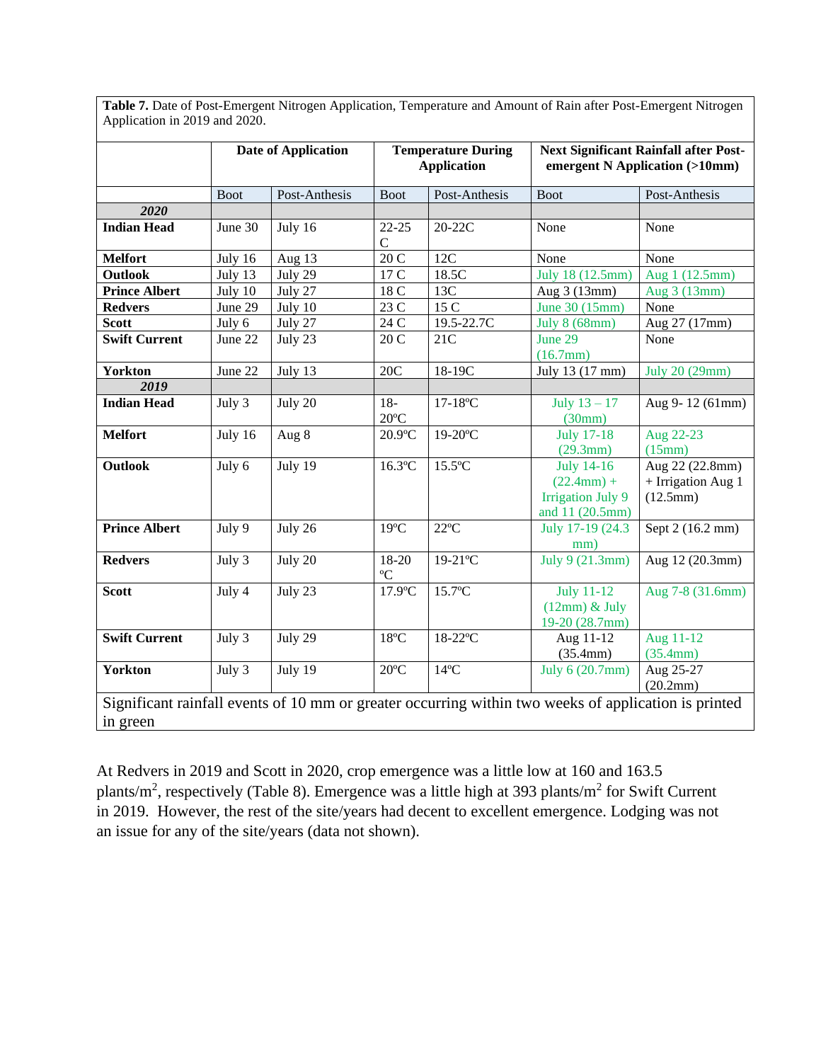**Table 7.** Date of Post-Emergent Nitrogen Application, Temperature and Amount of Rain after Post-Emergent Nitrogen Application in 2019 and 2020.

| | Date of Application | | Temperature During Application | | Next Significant Rainfall after Post-emergent N Application (>10mm) | |
|---|---|---|---|---|---|---|
| | Boot | Post-Anthesis | Boot | Post-Anthesis | Boot | Post-Anthesis |
| ***2020*** | | | | | | |
| **Indian Head** | June 30 | July 16 | 22-25 C | 20-22C | None | None |
| **Melfort** | July 16 | Aug 13 | 20 C | 12C | None | None |
| **Outlook** | July 13 | July 29 | 17 C | 18.5C | July 18 (12.5mm) | Aug 1 (12.5mm) |
| **Prince Albert** | July 10 | July 27 | 18 C | 13C | Aug 3 (13mm) | Aug 3 (13mm) |
| **Redvers** | June 29 | July 10 | 23 C | 15 C | June 30 (15mm) | None |
| **Scott** | July 6 | July 27 | 24 C | 19.5-22.7C | July 8 (68mm) | Aug 27 (17mm) |
| **Swift Current** | June 22 | July 23 | 20 C | 21C | June 29 (16.7mm) | None |
| **Yorkton** | June 22 | July 13 | 20C | 18-19C | July 13 (17 mm) | July 20 (29mm) |
| ***2019*** | | | | | | |
| **Indian Head** | July 3 | July 20 | 18-20ºC | 17-18ºC | July 13 – 17 (30mm) | Aug 9- 12 (61mm) |
| **Melfort** | July 16 | Aug 8 | 20.9ºC | 19-20ºC | July 17-18 (29.3mm) | Aug 22-23 (15mm) |
| **Outlook** | July 6 | July 19 | 16.3ºC | 15.5ºC | July 14-16 (22.4mm) + Irrigation July 9 and 11 (20.5mm) | Aug 22 (22.8mm) + Irrigation Aug 1 (12.5mm) |
| **Prince Albert** | July 9 | July 26 | 19ºC | 22ºC | July 17-19 (24.3 mm) | Sept 2 (16.2 mm) |
| **Redvers** | July 3 | July 20 | 18-20 ºC | 19-21ºC | July 9 (21.3mm) | Aug 12 (20.3mm) |
| **Scott** | July 4 | July 23 | 17.9ºC | 15.7ºC | July 11-12 (12mm) & July 19-20 (28.7mm) | Aug 7-8 (31.6mm) |
| **Swift Current** | July 3 | July 29 | 18ºC | 18-22ºC | Aug 11-12 (35.4mm) | Aug 11-12 (35.4mm) |
| **Yorkton** | July 3 | July 19 | 20ºC | 14ºC | July 6 (20.7mm) | Aug 25-27 (20.2mm) |

Significant rainfall events of 10 mm or greater occurring within two weeks of application is printed in green

At Redvers in 2019 and Scott in 2020, crop emergence was a little low at 160 and 163.5 plants/m$^2$, respectively (Table 8). Emergence was a little high at 393 plants/m$^2$ for Swift Current in 2019. However, the rest of the site/years had decent to excellent emergence. Lodging was not an issue for any of the site/years (data not shown).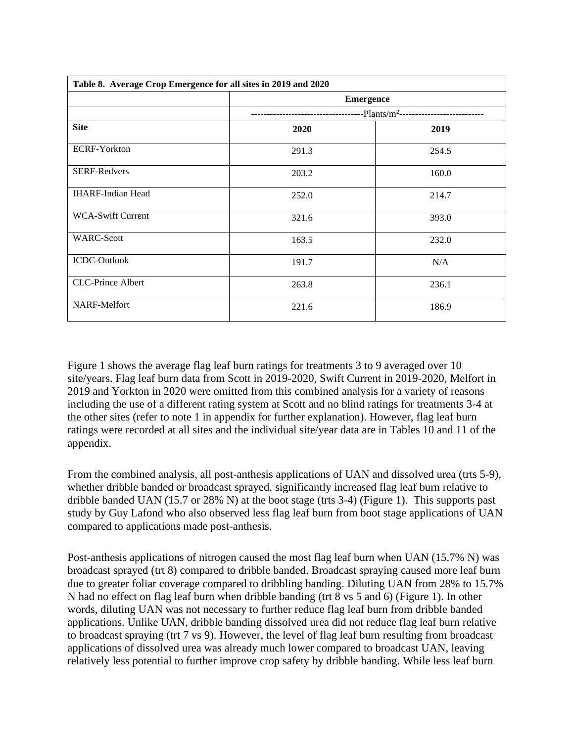| Table 8. Average Crop Emergence for all sites in 2019 and 2020 | | |
|---|---|---|
| | Emergence | |
| | ----------------------------------Plants/m$^2$-------------------------- | |
| **Site** | **2020** | **2019** |
| ECRF-Yorkton | 291.3 | 254.5 |
| SERF-Redvers | 203.2 | 160.0 |
| IHARF-Indian Head | 252.0 | 214.7 |
| WCA-Swift Current | 321.6 | 393.0 |
| WARC-Scott | 163.5 | 232.0 |
| ICDC-Outlook | 191.7 | N/A |
| CLC-Prince Albert | 263.8 | 236.1 |
| NARF-Melfort | 221.6 | 186.9 |

Figure 1 shows the average flag leaf burn ratings for treatments 3 to 9 averaged over 10 site/years. Flag leaf burn data from Scott in 2019-2020, Swift Current in 2019-2020, Melfort in 2019 and Yorkton in 2020 were omitted from this combined analysis for a variety of reasons including the use of a different rating system at Scott and no blind ratings for treatments 3-4 at the other sites (refer to note 1 in appendix for further explanation). However, flag leaf burn ratings were recorded at all sites and the individual site/year data are in Tables 10 and 11 of the appendix.

From the combined analysis, all post-anthesis applications of UAN and dissolved urea (trts 5-9), whether dribble banded or broadcast sprayed, significantly increased flag leaf burn relative to dribble banded UAN (15.7 or 28% N) at the boot stage (trts 3-4) (Figure 1). This supports past study by Guy Lafond who also observed less flag leaf burn from boot stage applications of UAN compared to applications made post-anthesis.

Post-anthesis applications of nitrogen caused the most flag leaf burn when UAN (15.7% N) was broadcast sprayed (trt 8) compared to dribble banded. Broadcast spraying caused more leaf burn due to greater foliar coverage compared to dribbling banding. Diluting UAN from 28% to 15.7% N had no effect on flag leaf burn when dribble banding (trt 8 vs 5 and 6) (Figure 1). In other words, diluting UAN was not necessary to further reduce flag leaf burn from dribble banded applications. Unlike UAN, dribble banding dissolved urea did not reduce flag leaf burn relative to broadcast spraying (trt 7 vs 9). However, the level of flag leaf burn resulting from broadcast applications of dissolved urea was already much lower compared to broadcast UAN, leaving relatively less potential to further improve crop safety by dribble banding. While less leaf burn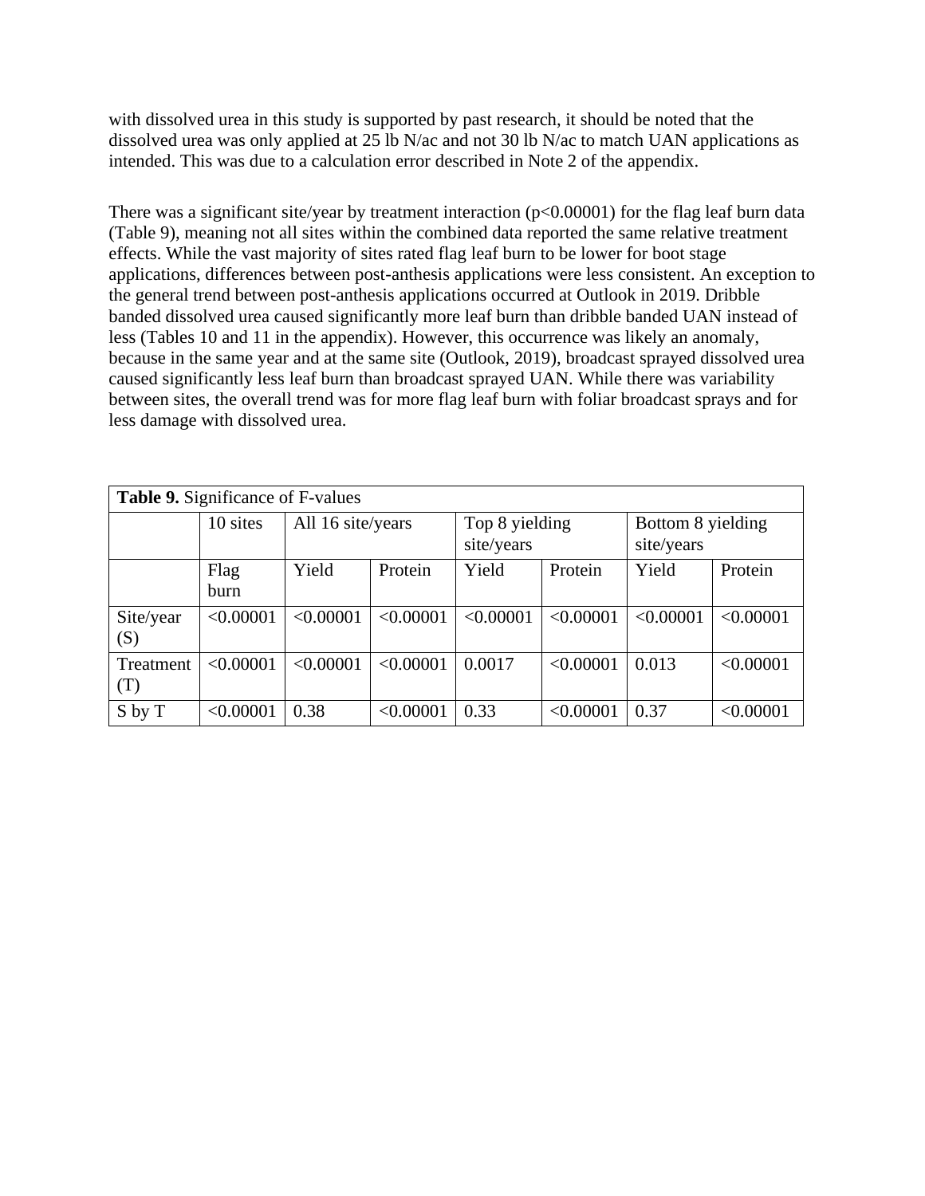with dissolved urea in this study is supported by past research, it should be noted that the dissolved urea was only applied at 25 lb N/ac and not 30 lb N/ac to match UAN applications as intended. This was due to a calculation error described in Note 2 of the appendix.

There was a significant site/year by treatment interaction ($p<0.00001$) for the flag leaf burn data (Table 9), meaning not all sites within the combined data reported the same relative treatment effects. While the vast majority of sites rated flag leaf burn to be lower for boot stage applications, differences between post-anthesis applications were less consistent. An exception to the general trend between post-anthesis applications occurred at Outlook in 2019. Dribble banded dissolved urea caused significantly more leaf burn than dribble banded UAN instead of less (Tables 10 and 11 in the appendix). However, this occurrence was likely an anomaly, because in the same year and at the same site (Outlook, 2019), broadcast sprayed dissolved urea caused significantly less leaf burn than broadcast sprayed UAN. While there was variability between sites, the overall trend was for more flag leaf burn with foliar broadcast sprays and for less damage with dissolved urea.

**Table 9.** Significance of F-values

| | 10 sites | All 16 site/years | | Top 8 yielding site/years | | Bottom 8 yielding site/years | |
|---|---|---|---|---|---|---|---|
| | Flag burn | Yield | Protein | Yield | Protein | Yield | Protein |
| Site/year (S) | <0.00001 | <0.00001 | <0.00001 | <0.00001 | <0.00001 | <0.00001 | <0.00001 |
| Treatment (T) | <0.00001 | <0.00001 | <0.00001 | 0.0017 | <0.00001 | 0.013 | <0.00001 |
| S by T | <0.00001 | 0.38 | <0.00001 | 0.33 | <0.00001 | 0.37 | <0.00001 |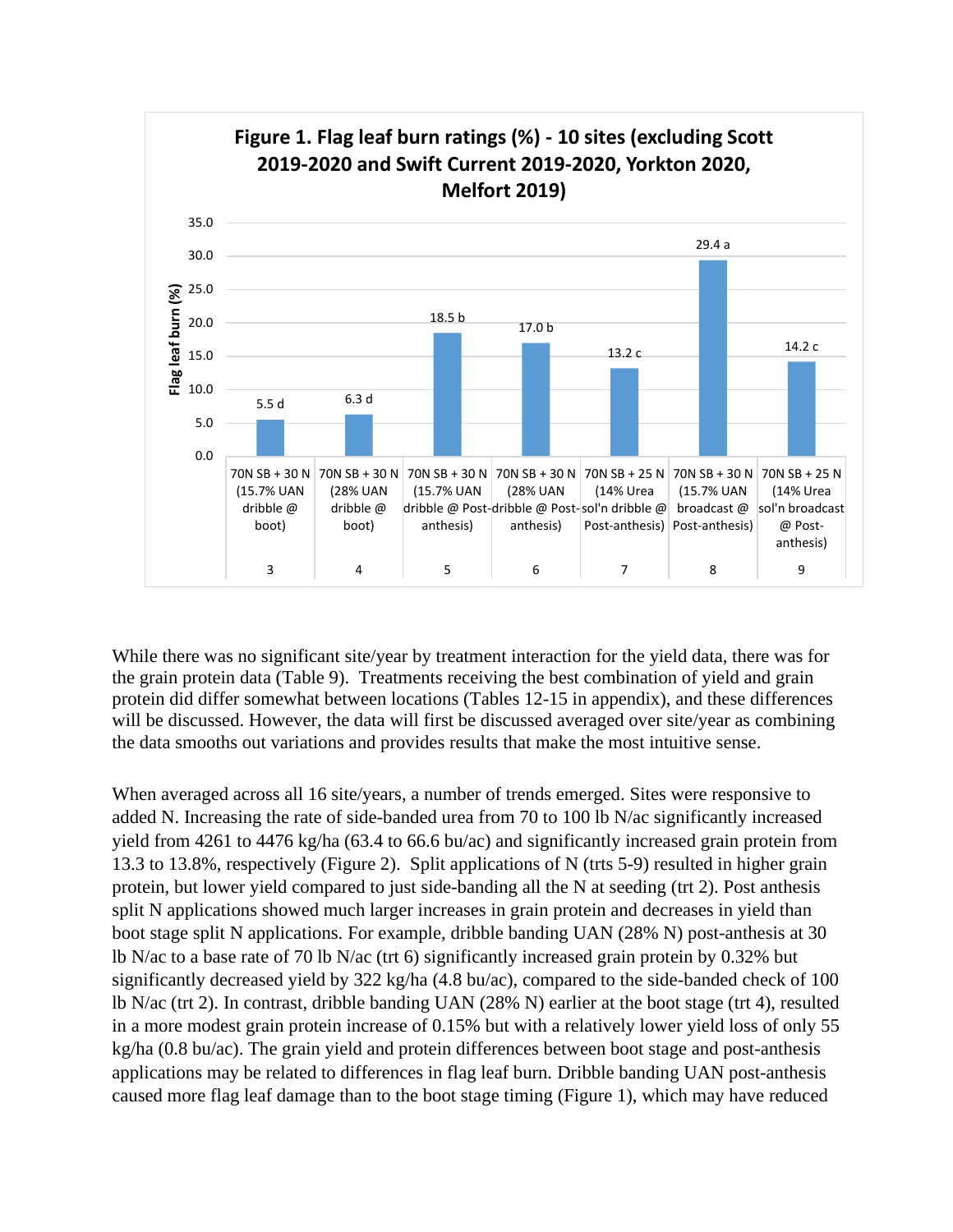**Figure 1. Flag leaf burn ratings (%) - 10 sites (excluding Scott 2019-2020 and Swift Current 2019-2020, Yorkton 2020, Melfort 2019)**

| Trt | Treatment | Flag leaf burn (%) |
|---|---|---|
| 3 | 70N SB + 30 N (15.7% UAN dribble @ boot) | 5.5 d |
| 4 | 70N SB + 30 N (28% UAN dribble @ boot) | 6.3 d |
| 5 | 70N SB + 30 N (15.7% UAN dribble @ Post-anthesis) | 18.5 b |
| 6 | 70N SB + 30 N (28% UAN dribble @ Post-anthesis) | 17.0 b |
| 7 | 70N SB + 25 N (14% Urea sol'n dribble @ Post-anthesis) | 13.2 c |
| 8 | 70N SB + 30 N (15.7% UAN broadcast @ Post-anthesis) | 29.4 a |
| 9 | 70N SB + 25 N (14% Urea sol'n broadcast @ Post-anthesis) | 14.2 c |

While there was no significant site/year by treatment interaction for the yield data, there was for the grain protein data (Table 9). Treatments receiving the best combination of yield and grain protein did differ somewhat between locations (Tables 12-15 in appendix), and these differences will be discussed. However, the data will first be discussed averaged over site/year as combining the data smooths out variations and provides results that make the most intuitive sense.

When averaged across all 16 site/years, a number of trends emerged. Sites were responsive to added N. Increasing the rate of side-banded urea from 70 to 100 lb N/ac significantly increased yield from 4261 to 4476 kg/ha (63.4 to 66.6 bu/ac) and significantly increased grain protein from 13.3 to 13.8%, respectively (Figure 2). Split applications of N (trts 5-9) resulted in higher grain protein, but lower yield compared to just side-banding all the N at seeding (trt 2). Post anthesis split N applications showed much larger increases in grain protein and decreases in yield than boot stage split N applications. For example, dribble banding UAN (28% N) post-anthesis at 30 lb N/ac to a base rate of 70 lb N/ac (trt 6) significantly increased grain protein by 0.32% but significantly decreased yield by 322 kg/ha (4.8 bu/ac), compared to the side-banded check of 100 lb N/ac (trt 2). In contrast, dribble banding UAN (28% N) earlier at the boot stage (trt 4), resulted in a more modest grain protein increase of 0.15% but with a relatively lower yield loss of only 55 kg/ha (0.8 bu/ac). The grain yield and protein differences between boot stage and post-anthesis applications may be related to differences in flag leaf burn. Dribble banding UAN post-anthesis caused more flag leaf damage than to the boot stage timing (Figure 1), which may have reduced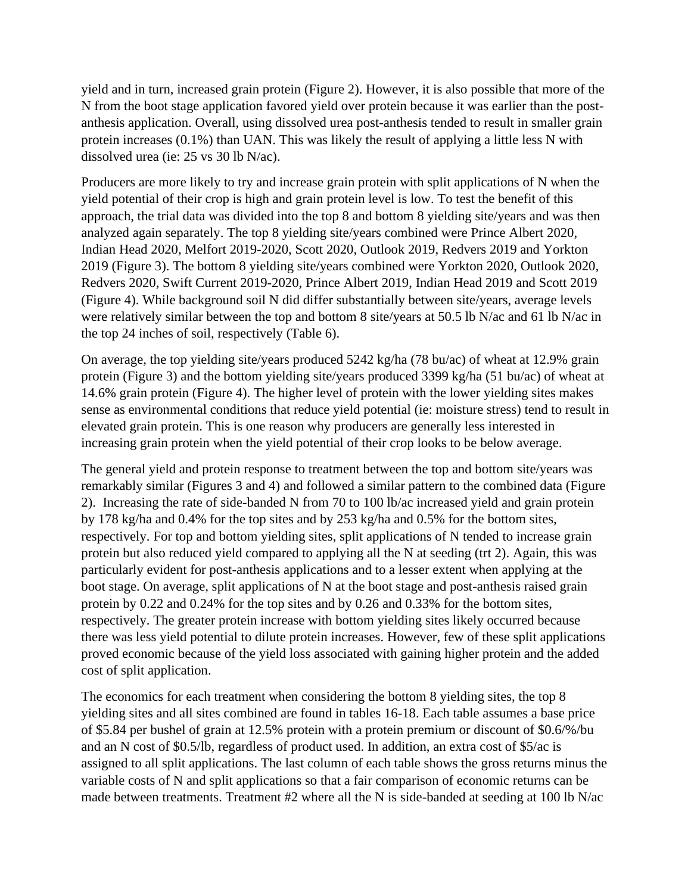yield and in turn, increased grain protein (Figure 2). However, it is also possible that more of the N from the boot stage application favored yield over protein because it was earlier than the post-anthesis application. Overall, using dissolved urea post-anthesis tended to result in smaller grain protein increases (0.1%) than UAN. This was likely the result of applying a little less N with dissolved urea (ie: 25 vs 30 lb N/ac).

Producers are more likely to try and increase grain protein with split applications of N when the yield potential of their crop is high and grain protein level is low. To test the benefit of this approach, the trial data was divided into the top 8 and bottom 8 yielding site/years and was then analyzed again separately. The top 8 yielding site/years combined were Prince Albert 2020, Indian Head 2020, Melfort 2019-2020, Scott 2020, Outlook 2019, Redvers 2019 and Yorkton 2019 (Figure 3). The bottom 8 yielding site/years combined were Yorkton 2020, Outlook 2020, Redvers 2020, Swift Current 2019-2020, Prince Albert 2019, Indian Head 2019 and Scott 2019 (Figure 4). While background soil N did differ substantially between site/years, average levels were relatively similar between the top and bottom 8 site/years at 50.5 lb N/ac and 61 lb N/ac in the top 24 inches of soil, respectively (Table 6).

On average, the top yielding site/years produced 5242 kg/ha (78 bu/ac) of wheat at 12.9% grain protein (Figure 3) and the bottom yielding site/years produced 3399 kg/ha (51 bu/ac) of wheat at 14.6% grain protein (Figure 4). The higher level of protein with the lower yielding sites makes sense as environmental conditions that reduce yield potential (ie: moisture stress) tend to result in elevated grain protein. This is one reason why producers are generally less interested in increasing grain protein when the yield potential of their crop looks to be below average.

The general yield and protein response to treatment between the top and bottom site/years was remarkably similar (Figures 3 and 4) and followed a similar pattern to the combined data (Figure 2). Increasing the rate of side-banded N from 70 to 100 lb/ac increased yield and grain protein by 178 kg/ha and 0.4% for the top sites and by 253 kg/ha and 0.5% for the bottom sites, respectively. For top and bottom yielding sites, split applications of N tended to increase grain protein but also reduced yield compared to applying all the N at seeding (trt 2). Again, this was particularly evident for post-anthesis applications and to a lesser extent when applying at the boot stage. On average, split applications of N at the boot stage and post-anthesis raised grain protein by 0.22 and 0.24% for the top sites and by 0.26 and 0.33% for the bottom sites, respectively. The greater protein increase with bottom yielding sites likely occurred because there was less yield potential to dilute protein increases. However, few of these split applications proved economic because of the yield loss associated with gaining higher protein and the added cost of split application.

The economics for each treatment when considering the bottom 8 yielding sites, the top 8 yielding sites and all sites combined are found in tables 16-18. Each table assumes a base price of $5.84 per bushel of grain at 12.5% protein with a protein premium or discount of $0.6/%/bu and an N cost of $0.5/lb, regardless of product used. In addition, an extra cost of $5/ac is assigned to all split applications. The last column of each table shows the gross returns minus the variable costs of N and split applications so that a fair comparison of economic returns can be made between treatments. Treatment #2 where all the N is side-banded at seeding at 100 lb N/ac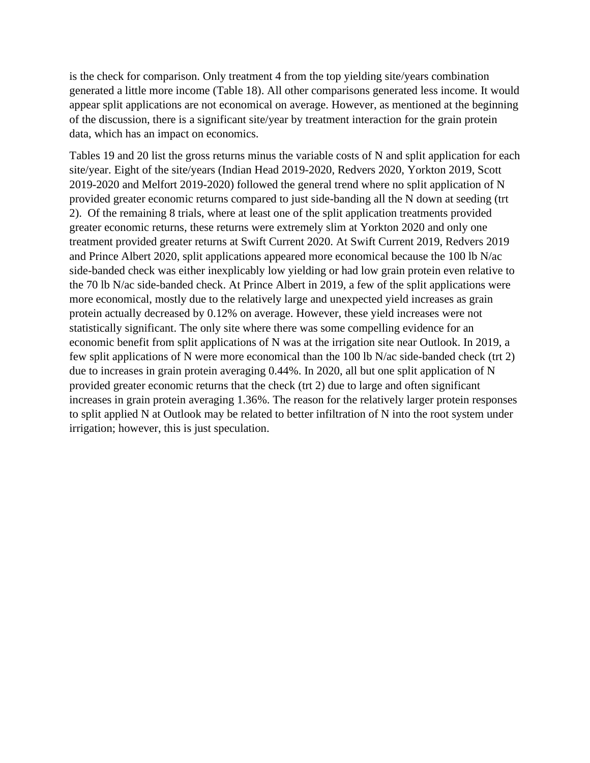is the check for comparison. Only treatment 4 from the top yielding site/years combination generated a little more income (Table 18). All other comparisons generated less income. It would appear split applications are not economical on average. However, as mentioned at the beginning of the discussion, there is a significant site/year by treatment interaction for the grain protein data, which has an impact on economics.

Tables 19 and 20 list the gross returns minus the variable costs of N and split application for each site/year. Eight of the site/years (Indian Head 2019-2020, Redvers 2020, Yorkton 2019, Scott 2019-2020 and Melfort 2019-2020) followed the general trend where no split application of N provided greater economic returns compared to just side-banding all the N down at seeding (trt 2). Of the remaining 8 trials, where at least one of the split application treatments provided greater economic returns, these returns were extremely slim at Yorkton 2020 and only one treatment provided greater returns at Swift Current 2020. At Swift Current 2019, Redvers 2019 and Prince Albert 2020, split applications appeared more economical because the 100 lb N/ac side-banded check was either inexplicably low yielding or had low grain protein even relative to the 70 lb N/ac side-banded check. At Prince Albert in 2019, a few of the split applications were more economical, mostly due to the relatively large and unexpected yield increases as grain protein actually decreased by 0.12% on average. However, these yield increases were not statistically significant. The only site where there was some compelling evidence for an economic benefit from split applications of N was at the irrigation site near Outlook. In 2019, a few split applications of N were more economical than the 100 lb N/ac side-banded check (trt 2) due to increases in grain protein averaging 0.44%. In 2020, all but one split application of N provided greater economic returns that the check (trt 2) due to large and often significant increases in grain protein averaging 1.36%. The reason for the relatively larger protein responses to split applied N at Outlook may be related to better infiltration of N into the root system under irrigation; however, this is just speculation.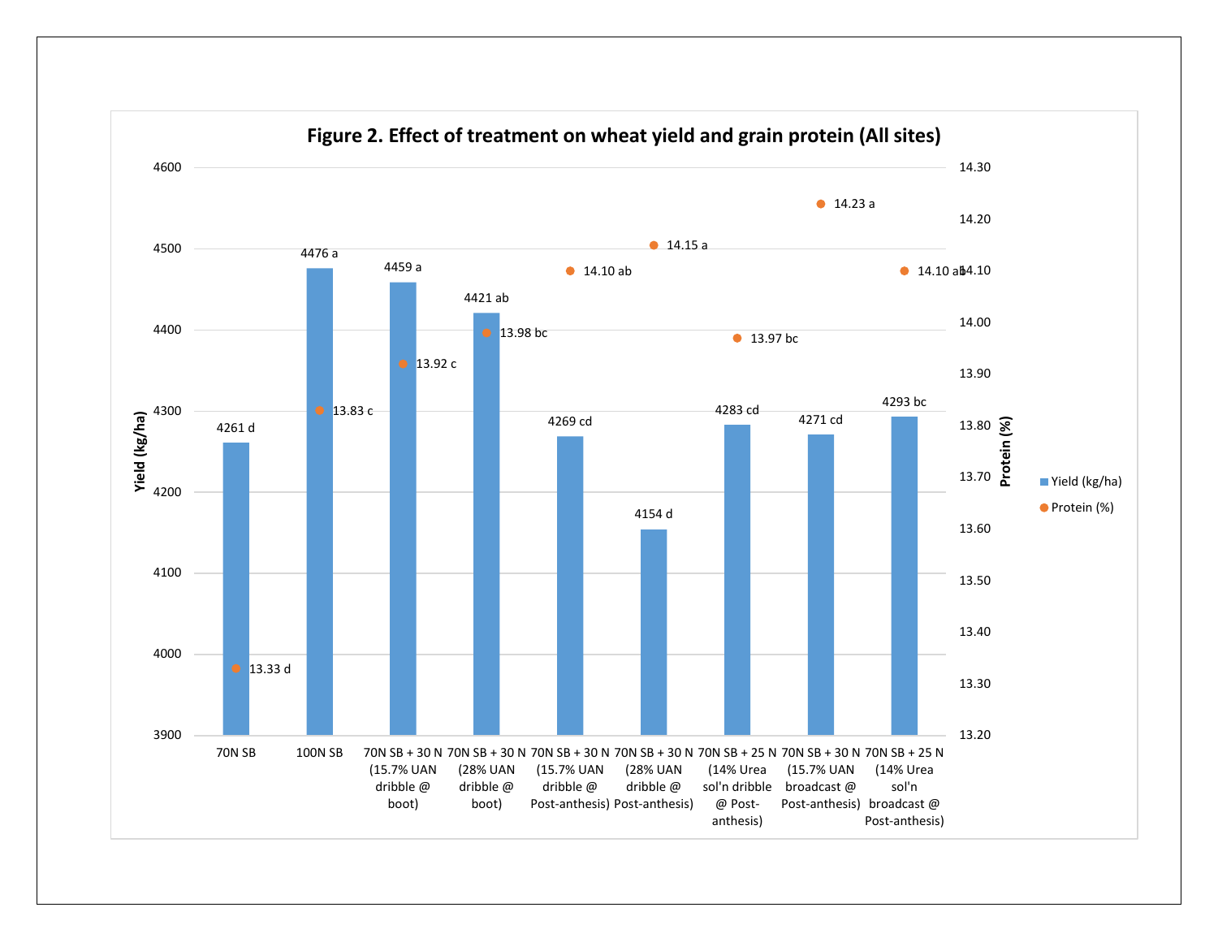**Figure 2. Effect of treatment on wheat yield and grain protein (All sites)**

| Treatment | Yield (kg/ha) | Protein (%) |
|---|---|---|
| 70N SB | 4261 d | 13.33 d |
| 100N SB | 4476 a | 13.83 c |
| 70N SB + 30 N (15.7% UAN dribble @ boot) | 4459 a | 13.92 c |
| 70N SB + 30 N (28% UAN dribble @ boot) | 4421 ab | 13.98 bc |
| 70N SB + 30 N (15.7% UAN dribble @ Post-anthesis) | 4269 cd | 14.10 ab |
| 70N SB + 30 N (28% UAN dribble @ Post-anthesis) | 4154 d | 14.15 a |
| 70N SB + 25 N (14% Urea sol'n dribble @ Post-anthesis) | 4283 cd | 13.97 bc |
| 70N SB + 30 N (15.7% UAN broadcast @ Post-anthesis) | 4271 cd | 14.23 a |
| 70N SB + 25 N (14% Urea sol'n broadcast @ Post-anthesis) | 4293 bc | 14.10 ab |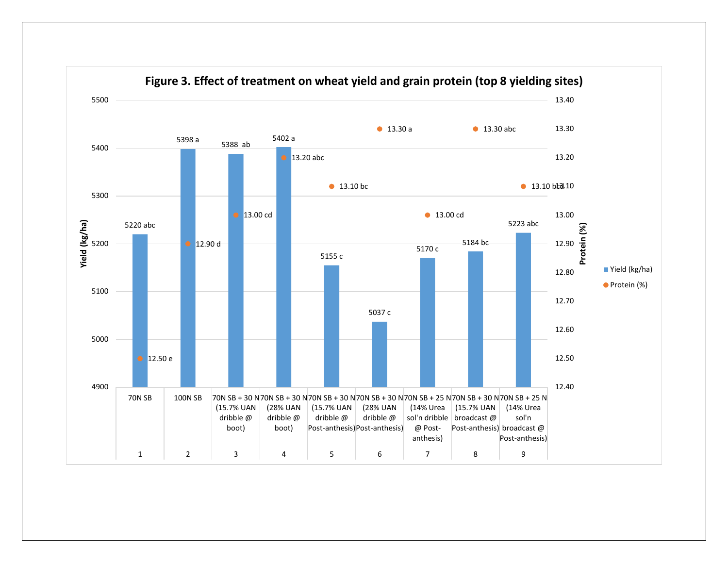**Figure 3. Effect of treatment on wheat yield and grain protein (top 8 yielding sites)**

| Treatment | Description | Yield (kg/ha) | Protein (%) |
|---|---|---|---|
| 1 | 70N SB | 5220 abc | 12.50 e |
| 2 | 100N SB | 5398 a | 12.90 d |
| 3 | 70N SB + 30 N (15.7% UAN dribble @ boot) | 5388 ab | 13.00 cd |
| 4 | 70N SB + 30 N (28% UAN dribble @ boot) | 5402 a | 13.20 abc |
| 5 | 70N SB + 30 N (15.7% UAN dribble @ Post-anthesis) | 5155 c | 13.10 bc |
| 6 | 70N SB + 30 N (28% UAN dribble @ Post-anthesis) | 5037 c | 13.30 a |
| 7 | 70N SB + 25 N (14% Urea sol'n dribble @ Post-anthesis) | 5170 c | 13.00 cd |
| 8 | 70N SB + 30 N (15.7% UAN broadcast @ Post-anthesis) | 5184 bc | 13.30 abc |
| 9 | 70N SB + 25 N (14% Urea sol'n broadcast @ Post-anthesis) | 5223 abc | 13.10 bcd |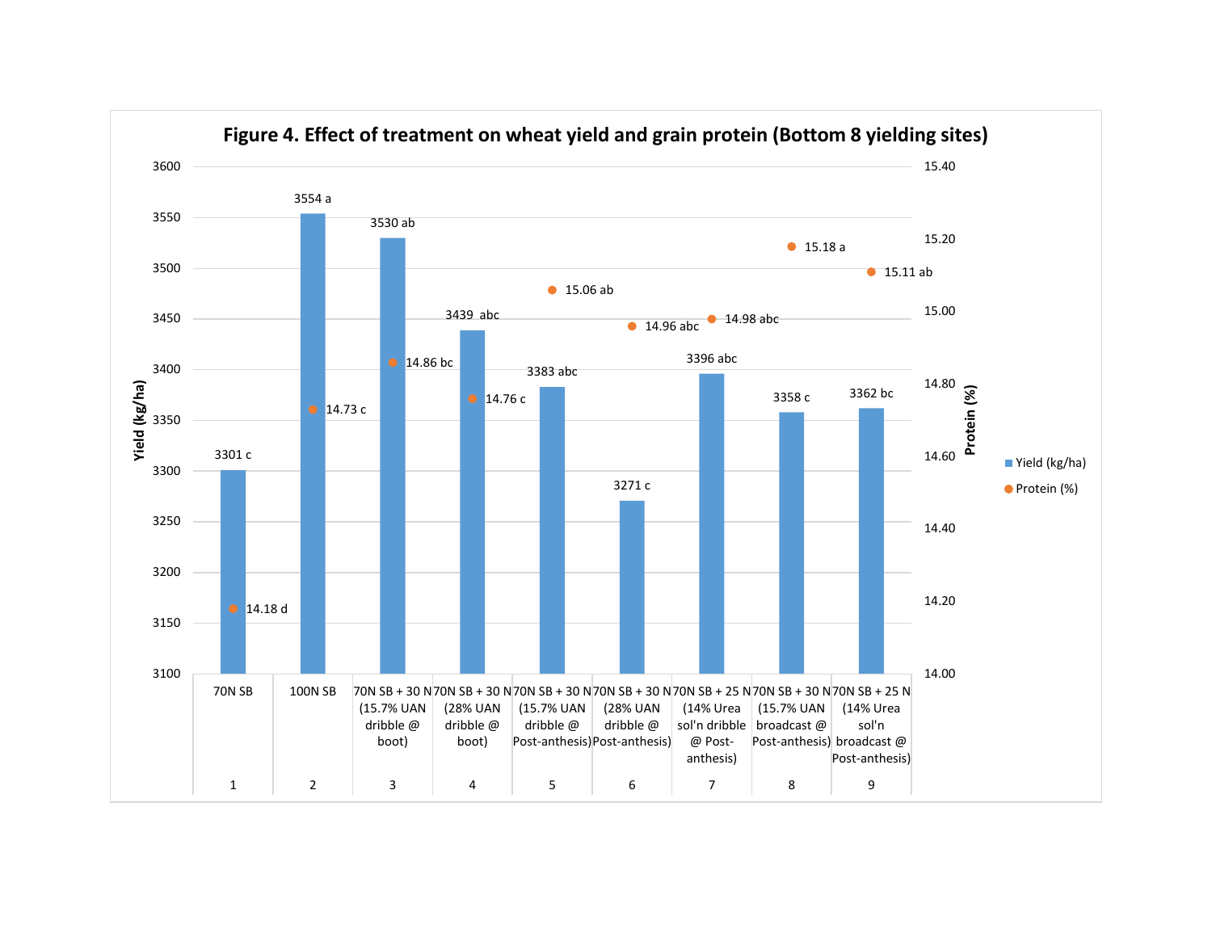**Figure 4. Effect of treatment on wheat yield and grain protein (Bottom 8 yielding sites)**

| # | Treatment | Yield (kg/ha) | Protein (%) |
|---|---|---|---|
| 1 | 70N SB | 3301 c | 14.18 d |
| 2 | 100N SB | 3554 a | 14.73 c |
| 3 | 70N SB + 30 N (15.7% UAN dribble @ boot) | 3530 ab | 14.86 bc |
| 4 | 70N SB + 30 N (28% UAN dribble @ boot) | 3439 abc | 14.76 c |
| 5 | 70N SB + 30 N (15.7% UAN dribble @ Post-anthesis) | 3383 abc | 15.06 ab |
| 6 | 70N SB + 30 N (28% UAN dribble @ Post-anthesis) | 3271 c | 14.96 abc |
| 7 | 70N SB + 25 N (14% Urea sol'n dribble @ Post-anthesis) | 3396 abc | 14.98 abc |
| 8 | 70N SB + 30 N (15.7% UAN broadcast @ Post-anthesis) | 3358 c | 15.18 a |
| 9 | 70N SB + 25 N (14% Urea sol'n broadcast @ Post-anthesis) | 3362 bc | 15.11 ab |

Yield (kg/ha) axis: 3100–3600; Protein (%) axis: 14.00–15.40

Legend: Yield (kg/ha); Protein (%)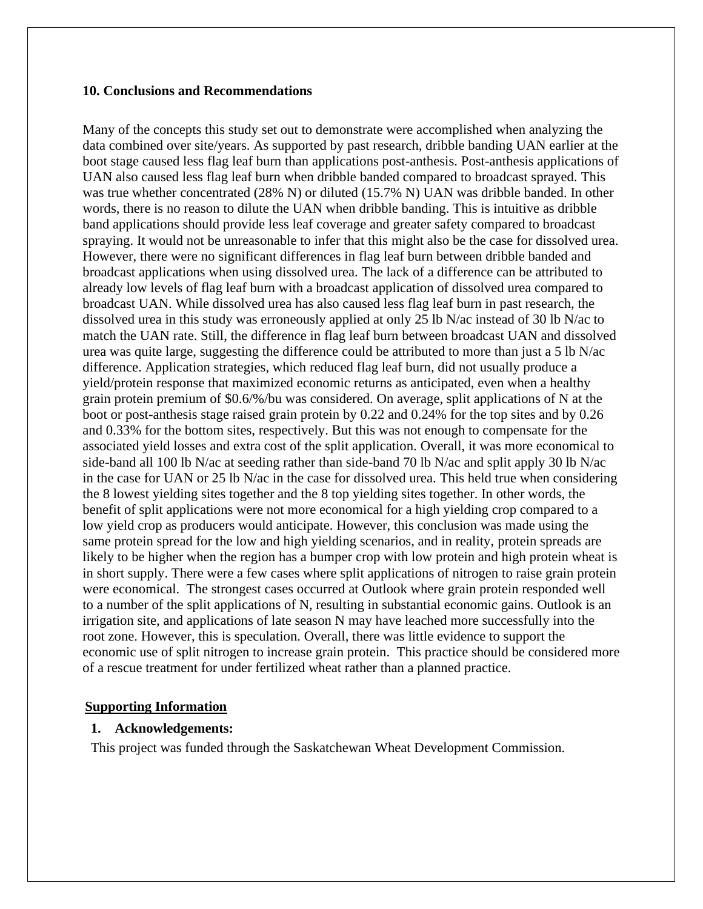### 10. Conclusions and Recommendations

Many of the concepts this study set out to demonstrate were accomplished when analyzing the data combined over site/years. As supported by past research, dribble banding UAN earlier at the boot stage caused less flag leaf burn than applications post-anthesis. Post-anthesis applications of UAN also caused less flag leaf burn when dribble banded compared to broadcast sprayed. This was true whether concentrated (28% N) or diluted (15.7% N) UAN was dribble banded. In other words, there is no reason to dilute the UAN when dribble banding. This is intuitive as dribble band applications should provide less leaf coverage and greater safety compared to broadcast spraying. It would not be unreasonable to infer that this might also be the case for dissolved urea. However, there were no significant differences in flag leaf burn between dribble banded and broadcast applications when using dissolved urea. The lack of a difference can be attributed to already low levels of flag leaf burn with a broadcast application of dissolved urea compared to broadcast UAN. While dissolved urea has also caused less flag leaf burn in past research, the dissolved urea in this study was erroneously applied at only 25 lb N/ac instead of 30 lb N/ac to match the UAN rate. Still, the difference in flag leaf burn between broadcast UAN and dissolved urea was quite large, suggesting the difference could be attributed to more than just a 5 lb N/ac difference. Application strategies, which reduced flag leaf burn, did not usually produce a yield/protein response that maximized economic returns as anticipated, even when a healthy grain protein premium of $0.6/%/bu was considered. On average, split applications of N at the boot or post-anthesis stage raised grain protein by 0.22 and 0.24% for the top sites and by 0.26 and 0.33% for the bottom sites, respectively. But this was not enough to compensate for the associated yield losses and extra cost of the split application. Overall, it was more economical to side-band all 100 lb N/ac at seeding rather than side-band 70 lb N/ac and split apply 30 lb N/ac in the case for UAN or 25 lb N/ac in the case for dissolved urea. This held true when considering the 8 lowest yielding sites together and the 8 top yielding sites together. In other words, the benefit of split applications were not more economical for a high yielding crop compared to a low yield crop as producers would anticipate. However, this conclusion was made using the same protein spread for the low and high yielding scenarios, and in reality, protein spreads are likely to be higher when the region has a bumper crop with low protein and high protein wheat is in short supply. There were a few cases where split applications of nitrogen to raise grain protein were economical. The strongest cases occurred at Outlook where grain protein responded well to a number of the split applications of N, resulting in substantial economic gains. Outlook is an irrigation site, and applications of late season N may have leached more successfully into the root zone. However, this is speculation. Overall, there was little evidence to support the economic use of split nitrogen to increase grain protein. This practice should be considered more of a rescue treatment for under fertilized wheat rather than a planned practice.

## Supporting Information

1. **Acknowledgements:**

This project was funded through the Saskatchewan Wheat Development Commission.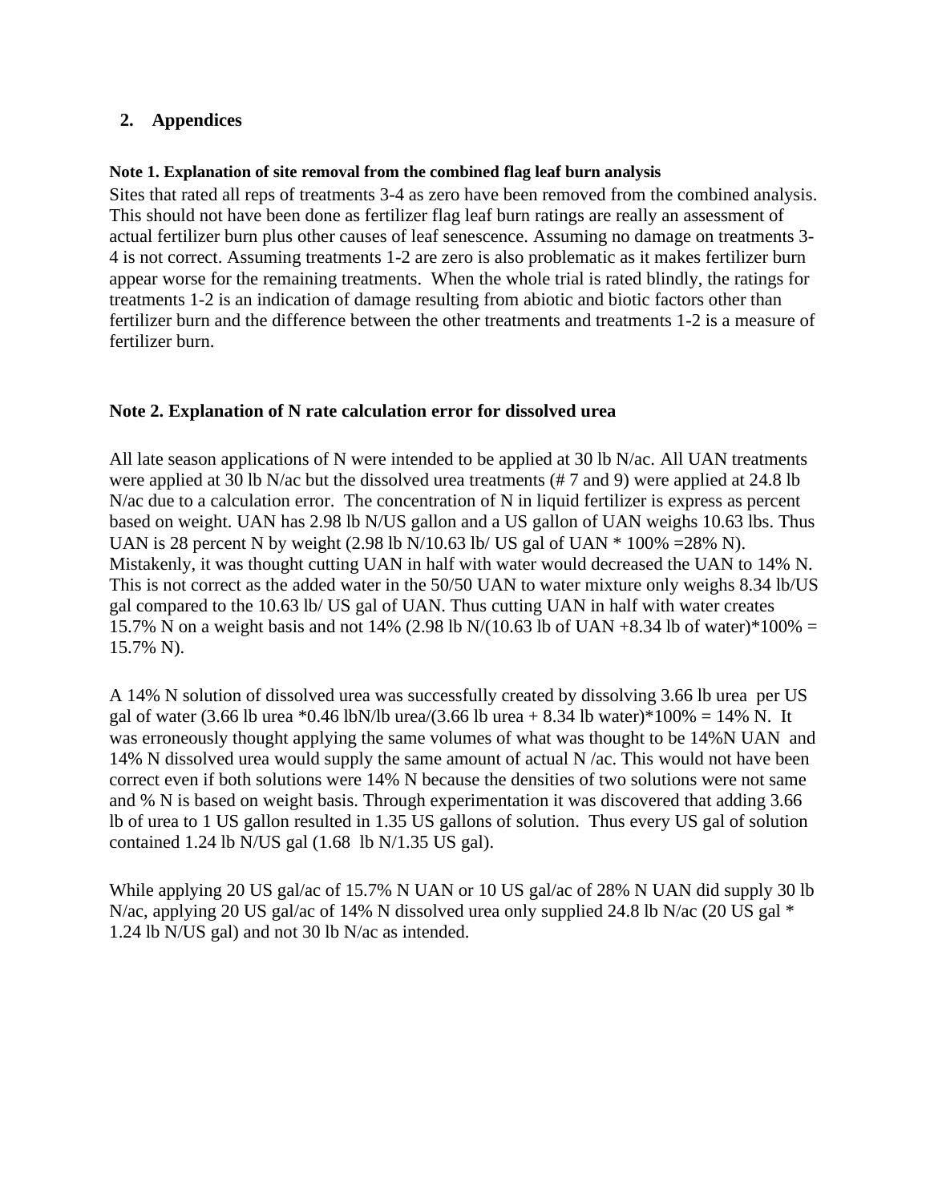## 2. Appendices

**Note 1. Explanation of site removal from the combined flag leaf burn analysis**

Sites that rated all reps of treatments 3-4 as zero have been removed from the combined analysis. This should not have been done as fertilizer flag leaf burn ratings are really an assessment of actual fertilizer burn plus other causes of leaf senescence. Assuming no damage on treatments 3-4 is not correct. Assuming treatments 1-2 are zero is also problematic as it makes fertilizer burn appear worse for the remaining treatments. When the whole trial is rated blindly, the ratings for treatments 1-2 is an indication of damage resulting from abiotic and biotic factors other than fertilizer burn and the difference between the other treatments and treatments 1-2 is a measure of fertilizer burn.

**Note 2. Explanation of N rate calculation error for dissolved urea**

All late season applications of N were intended to be applied at 30 lb N/ac. All UAN treatments were applied at 30 lb N/ac but the dissolved urea treatments (# 7 and 9) were applied at 24.8 lb N/ac due to a calculation error. The concentration of N in liquid fertilizer is express as percent based on weight. UAN has 2.98 lb N/US gallon and a US gallon of UAN weighs 10.63 lbs. Thus UAN is 28 percent N by weight (2.98 lb N/10.63 lb/ US gal of UAN * 100% =28% N). Mistakenly, it was thought cutting UAN in half with water would decreased the UAN to 14% N. This is not correct as the added water in the 50/50 UAN to water mixture only weighs 8.34 lb/US gal compared to the 10.63 lb/ US gal of UAN. Thus cutting UAN in half with water creates 15.7% N on a weight basis and not 14% (2.98 lb N/(10.63 lb of UAN +8.34 lb of water)*100% = 15.7% N).

A 14% N solution of dissolved urea was successfully created by dissolving 3.66 lb urea per US gal of water (3.66 lb urea *0.46 lbN/lb urea/(3.66 lb urea + 8.34 lb water)*100% = 14% N. It was erroneously thought applying the same volumes of what was thought to be 14%N UAN and 14% N dissolved urea would supply the same amount of actual N /ac. This would not have been correct even if both solutions were 14% N because the densities of two solutions were not same and % N is based on weight basis. Through experimentation it was discovered that adding 3.66 lb of urea to 1 US gallon resulted in 1.35 US gallons of solution. Thus every US gal of solution contained 1.24 lb N/US gal (1.68 lb N/1.35 US gal).

While applying 20 US gal/ac of 15.7% N UAN or 10 US gal/ac of 28% N UAN did supply 30 lb N/ac, applying 20 US gal/ac of 14% N dissolved urea only supplied 24.8 lb N/ac (20 US gal * 1.24 lb N/US gal) and not 30 lb N/ac as intended.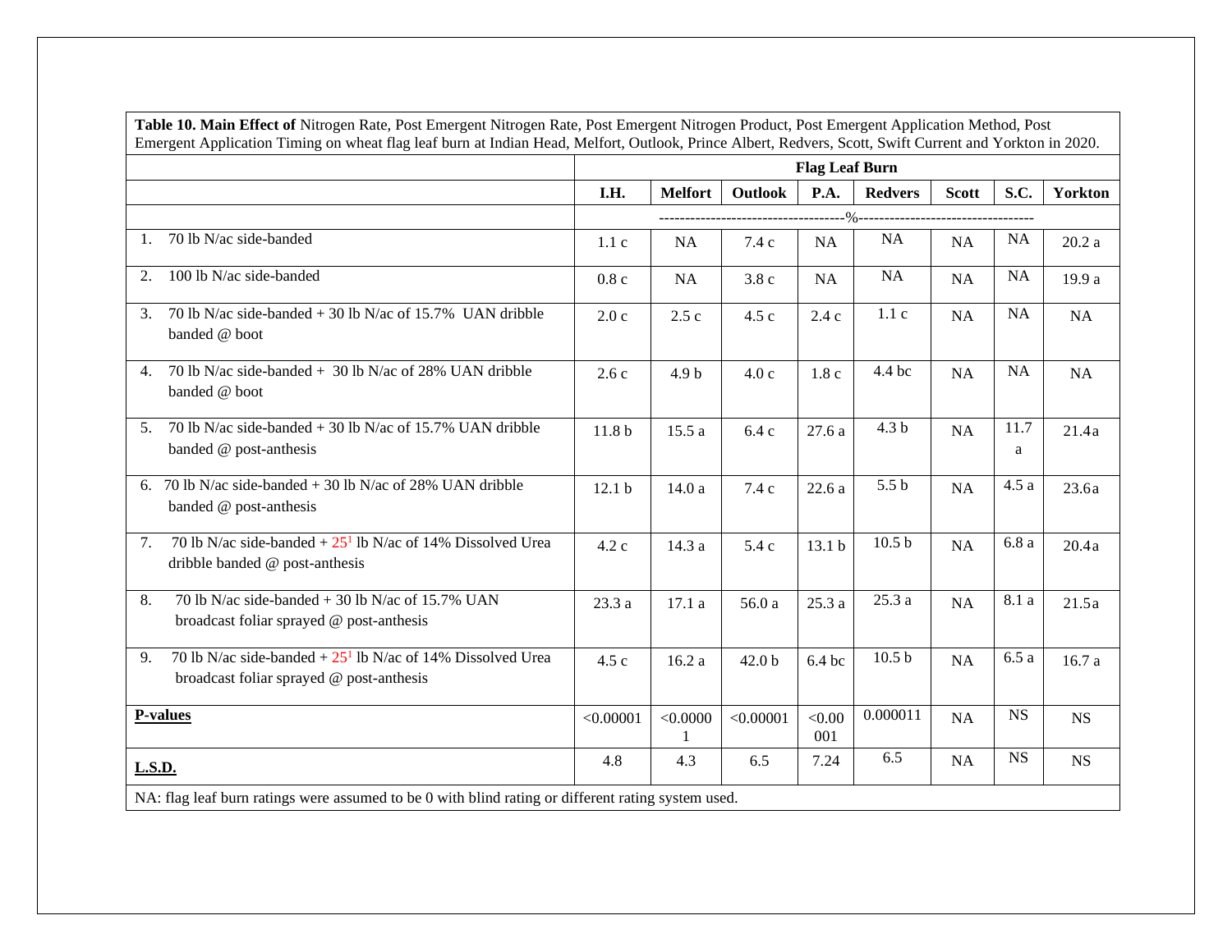**Table 10. Main Effect of** Nitrogen Rate, Post Emergent Nitrogen Rate, Post Emergent Nitrogen Product, Post Emergent Application Method, Post Emergent Application Timing on wheat flag leaf burn at Indian Head, Melfort, Outlook, Prince Albert, Redvers, Scott, Swift Current and Yorkton in 2020.

| | Flag Leaf Burn | | | | | | | |
|---|---|---|---|---|---|---|---|---|
| | **I.H.** | **Melfort** | **Outlook** | **P.A.** | **Redvers** | **Scott** | **S.C.** | **Yorkton** |
| | ---% --- | | | | | | | |
| 1. 70 lb N/ac side-banded | 1.1 c | NA | 7.4 c | NA | NA | NA | NA | 20.2 a |
| 2. 100 lb N/ac side-banded | 0.8 c | NA | 3.8 c | NA | NA | NA | NA | 19.9 a |
| 3. 70 lb N/ac side-banded + 30 lb N/ac of 15.7% UAN dribble banded @ boot | 2.0 c | 2.5 c | 4.5 c | 2.4 c | 1.1 c | NA | NA | NA |
| 4. 70 lb N/ac side-banded + 30 lb N/ac of 28% UAN dribble banded @ boot | 2.6 c | 4.9 b | 4.0 c | 1.8 c | 4.4 bc | NA | NA | NA |
| 5. 70 lb N/ac side-banded + 30 lb N/ac of 15.7% UAN dribble banded @ post-anthesis | 11.8 b | 15.5 a | 6.4 c | 27.6 a | 4.3 b | NA | 11.7 a | 21.4 a |
| 6. 70 lb N/ac side-banded + 30 lb N/ac of 28% UAN dribble banded @ post-anthesis | 12.1 b | 14.0 a | 7.4 c | 22.6 a | 5.5 b | NA | 4.5 a | 23.6 a |
| 7. 70 lb N/ac side-banded + 25[1] lb N/ac of 14% Dissolved Urea dribble banded @ post-anthesis | 4.2 c | 14.3 a | 5.4 c | 13.1 b | 10.5 b | NA | 6.8 a | 20.4 a |
| 8. 70 lb N/ac side-banded + 30 lb N/ac of 15.7% UAN broadcast foliar sprayed @ post-anthesis | 23.3 a | 17.1 a | 56.0 a | 25.3 a | 25.3 a | NA | 8.1 a | 21.5 a |
| 9. 70 lb N/ac side-banded + 25[1] lb N/ac of 14% Dissolved Urea broadcast foliar sprayed @ post-anthesis | 4.5 c | 16.2 a | 42.0 b | 6.4 bc | 10.5 b | NA | 6.5 a | 16.7 a |
| **P-values** | <0.00001 | <0.00001 | <0.00001 | <0.00001 | 0.000011 | NA | NS | NS |
| **L.S.D.** | 4.8 | 4.3 | 6.5 | 7.24 | 6.5 | NA | NS | NS |

NA: flag leaf burn ratings were assumed to be 0 with blind rating or different rating system used.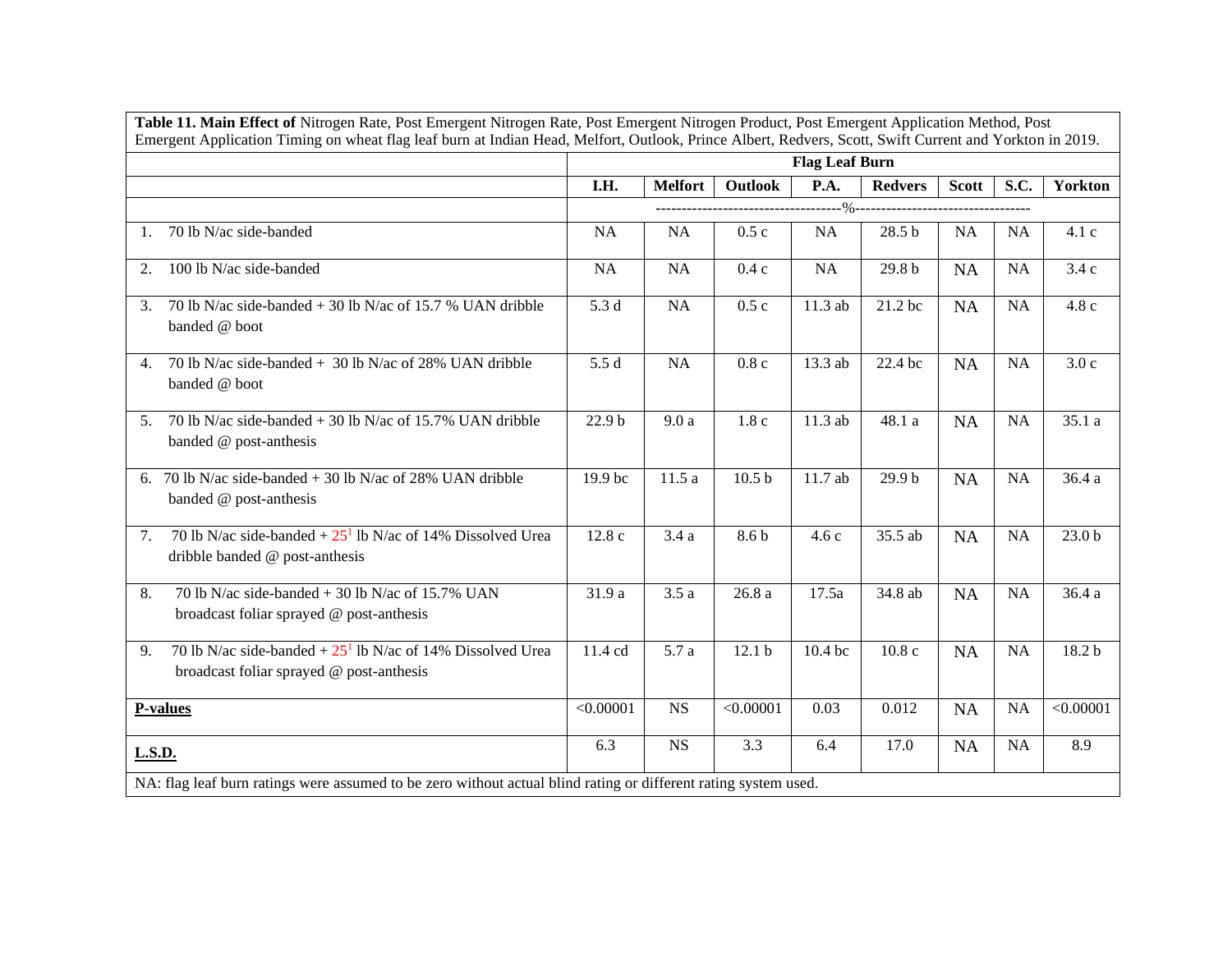**Table 11. Main Effect of** Nitrogen Rate, Post Emergent Nitrogen Rate, Post Emergent Nitrogen Product, Post Emergent Application Method, Post Emergent Application Timing on wheat flag leaf burn at Indian Head, Melfort, Outlook, Prince Albert, Redvers, Scott, Swift Current and Yorkton in 2019.

| | Flag Leaf Burn | | | | | | | |
|---|---|---|---|---|---|---|---|---|
| | **I.H.** | **Melfort** | **Outlook** | **P.A.** | **Redvers** | **Scott** | **S.C.** | **Yorkton** |
| | -----------------------------------%----------------------------------- | | | | | | | |
| 1. 70 lb N/ac side-banded | NA | NA | 0.5 c | NA | 28.5 b | NA | NA | 4.1 c |
| 2. 100 lb N/ac side-banded | NA | NA | 0.4 c | NA | 29.8 b | NA | NA | 3.4 c |
| 3. 70 lb N/ac side-banded + 30 lb N/ac of 15.7 % UAN dribble banded @ boot | 5.3 d | NA | 0.5 c | 11.3 ab | 21.2 bc | NA | NA | 4.8 c |
| 4. 70 lb N/ac side-banded + 30 lb N/ac of 28% UAN dribble banded @ boot | 5.5 d | NA | 0.8 c | 13.3 ab | 22.4 bc | NA | NA | 3.0 c |
| 5. 70 lb N/ac side-banded + 30 lb N/ac of 15.7% UAN dribble banded @ post-anthesis | 22.9 b | 9.0 a | 1.8 c | 11.3 ab | 48.1 a | NA | NA | 35.1 a |
| 6. 70 lb N/ac side-banded + 30 lb N/ac of 28% UAN dribble banded @ post-anthesis | 19.9 bc | 11.5 a | 10.5 b | 11.7 ab | 29.9 b | NA | NA | 36.4 a |
| 7. 70 lb N/ac side-banded + 25[1] lb N/ac of 14% Dissolved Urea dribble banded @ post-anthesis | 12.8 c | 3.4 a | 8.6 b | 4.6 c | 35.5 ab | NA | NA | 23.0 b |
| 8. 70 lb N/ac side-banded + 30 lb N/ac of 15.7% UAN broadcast foliar sprayed @ post-anthesis | 31.9 a | 3.5 a | 26.8 a | 17.5a | 34.8 ab | NA | NA | 36.4 a |
| 9. 70 lb N/ac side-banded + 25[1] lb N/ac of 14% Dissolved Urea broadcast foliar sprayed @ post-anthesis | 11.4 cd | 5.7 a | 12.1 b | 10.4 bc | 10.8 c | NA | NA | 18.2 b |
| **P-values** | <0.00001 | NS | <0.00001 | 0.03 | 0.012 | NA | NA | <0.00001 |
| **L.S.D.** | 6.3 | NS | 3.3 | 6.4 | 17.0 | NA | NA | 8.9 |

NA: flag leaf burn ratings were assumed to be zero without actual blind rating or different rating system used.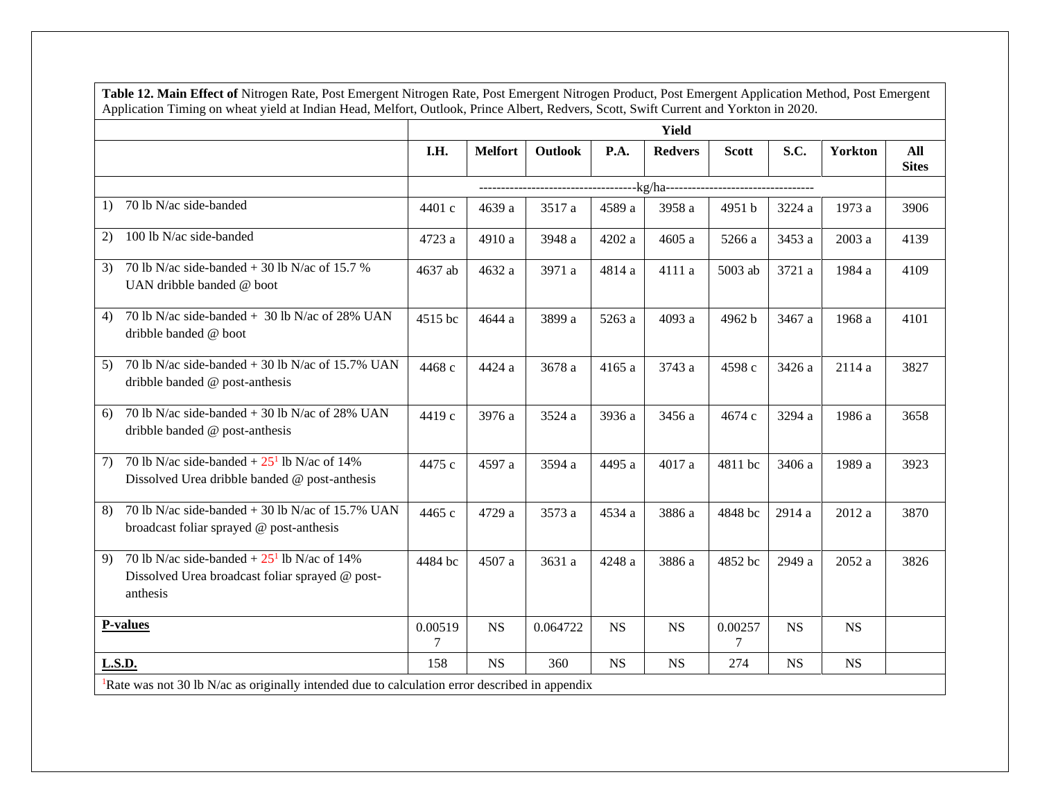**Table 12. Main Effect of** Nitrogen Rate, Post Emergent Nitrogen Rate, Post Emergent Nitrogen Product, Post Emergent Application Method, Post Emergent Application Timing on wheat yield at Indian Head, Melfort, Outlook, Prince Albert, Redvers, Scott, Swift Current and Yorkton in 2020.

| | Yield | | | | | | | | |
|---|---|---|---|---|---|---|---|---|---|
| | **I.H.** | **Melfort** | **Outlook** | **P.A.** | **Redvers** | **Scott** | **S.C.** | **Yorkton** | **All Sites** |
| | ---kg/ha--- | | | | | | | | |
| 1) 70 lb N/ac side-banded | 4401 c | 4639 a | 3517 a | 4589 a | 3958 a | 4951 b | 3224 a | 1973 a | 3906 |
| 2) 100 lb N/ac side-banded | 4723 a | 4910 a | 3948 a | 4202 a | 4605 a | 5266 a | 3453 a | 2003 a | 4139 |
| 3) 70 lb N/ac side-banded + 30 lb N/ac of 15.7 % UAN dribble banded @ boot | 4637 ab | 4632 a | 3971 a | 4814 a | 4111 a | 5003 ab | 3721 a | 1984 a | 4109 |
| 4) 70 lb N/ac side-banded + 30 lb N/ac of 28% UAN dribble banded @ boot | 4515 bc | 4644 a | 3899 a | 5263 a | 4093 a | 4962 b | 3467 a | 1968 a | 4101 |
| 5) 70 lb N/ac side-banded + 30 lb N/ac of 15.7% UAN dribble banded @ post-anthesis | 4468 c | 4424 a | 3678 a | 4165 a | 3743 a | 4598 c | 3426 a | 2114 a | 3827 |
| 6) 70 lb N/ac side-banded + 30 lb N/ac of 28% UAN dribble banded @ post-anthesis | 4419 c | 3976 a | 3524 a | 3936 a | 3456 a | 4674 c | 3294 a | 1986 a | 3658 |
| 7) 70 lb N/ac side-banded + 25[1] lb N/ac of 14% Dissolved Urea dribble banded @ post-anthesis | 4475 c | 4597 a | 3594 a | 4495 a | 4017 a | 4811 bc | 3406 a | 1989 a | 3923 |
| 8) 70 lb N/ac side-banded + 30 lb N/ac of 15.7% UAN broadcast foliar sprayed @ post-anthesis | 4465 c | 4729 a | 3573 a | 4534 a | 3886 a | 4848 bc | 2914 a | 2012 a | 3870 |
| 9) 70 lb N/ac side-banded + 25[1] lb N/ac of 14% Dissolved Urea broadcast foliar sprayed @ post-anthesis | 4484 bc | 4507 a | 3631 a | 4248 a | 3886 a | 4852 bc | 2949 a | 2052 a | 3826 |
| **P-values** | 0.005197 | NS | 0.064722 | NS | NS | 0.002577 | NS | NS | |
| **L.S.D.** | 158 | NS | 360 | NS | NS | 274 | NS | NS | |

[1]Rate was not 30 lb N/ac as originally intended due to calculation error described in appendix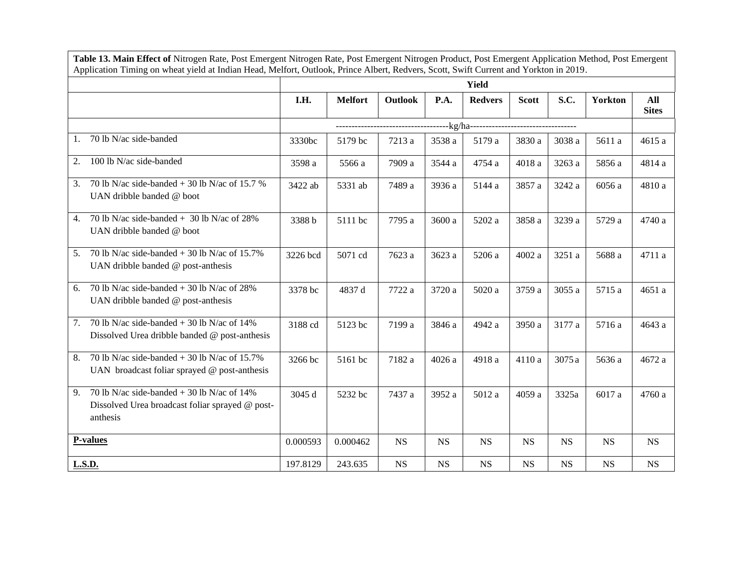**Table 13. Main Effect of** Nitrogen Rate, Post Emergent Nitrogen Rate, Post Emergent Nitrogen Product, Post Emergent Application Method, Post Emergent Application Timing on wheat yield at Indian Head, Melfort, Outlook, Prince Albert, Redvers, Scott, Swift Current and Yorkton in 2019.

| | Yield | | | | | | | | |
|---|---|---|---|---|---|---|---|---|---|
| | **I.H.** | **Melfort** | **Outlook** | **P.A.** | **Redvers** | **Scott** | **S.C.** | **Yorkton** | **All Sites** |
| | ------------------------------------kg/ha---------------------------------- | | | | | | | | |
| 1. 70 lb N/ac side-banded | 3330bc | 5179 bc | 7213 a | 3538 a | 5179 a | 3830 a | 3038 a | 5611 a | 4615 a |
| 2. 100 lb N/ac side-banded | 3598 a | 5566 a | 7909 a | 3544 a | 4754 a | 4018 a | 3263 a | 5856 a | 4814 a |
| 3. 70 lb N/ac side-banded + 30 lb N/ac of 15.7 % UAN dribble banded @ boot | 3422 ab | 5331 ab | 7489 a | 3936 a | 5144 a | 3857 a | 3242 a | 6056 a | 4810 a |
| 4. 70 lb N/ac side-banded + 30 lb N/ac of 28% UAN dribble banded @ boot | 3388 b | 5111 bc | 7795 a | 3600 a | 5202 a | 3858 a | 3239 a | 5729 a | 4740 a |
| 5. 70 lb N/ac side-banded + 30 lb N/ac of 15.7% UAN dribble banded @ post-anthesis | 3226 bcd | 5071 cd | 7623 a | 3623 a | 5206 a | 4002 a | 3251 a | 5688 a | 4711 a |
| 6. 70 lb N/ac side-banded + 30 lb N/ac of 28% UAN dribble banded @ post-anthesis | 3378 bc | 4837 d | 7722 a | 3720 a | 5020 a | 3759 a | 3055 a | 5715 a | 4651 a |
| 7. 70 lb N/ac side-banded + 30 lb N/ac of 14% Dissolved Urea dribble banded @ post-anthesis | 3188 cd | 5123 bc | 7199 a | 3846 a | 4942 a | 3950 a | 3177 a | 5716 a | 4643 a |
| 8. 70 lb N/ac side-banded + 30 lb N/ac of 15.7% UAN broadcast foliar sprayed @ post-anthesis | 3266 bc | 5161 bc | 7182 a | 4026 a | 4918 a | 4110 a | 3075 a | 5636 a | 4672 a |
| 9. 70 lb N/ac side-banded + 30 lb N/ac of 14% Dissolved Urea broadcast foliar sprayed @ post-anthesis | 3045 d | 5232 bc | 7437 a | 3952 a | 5012 a | 4059 a | 3325a | 6017 a | 4760 a |
| **P-values** | 0.000593 | 0.000462 | NS | NS | NS | NS | NS | NS | NS |
| **L.S.D.** | 197.8129 | 243.635 | NS | NS | NS | NS | NS | NS | NS |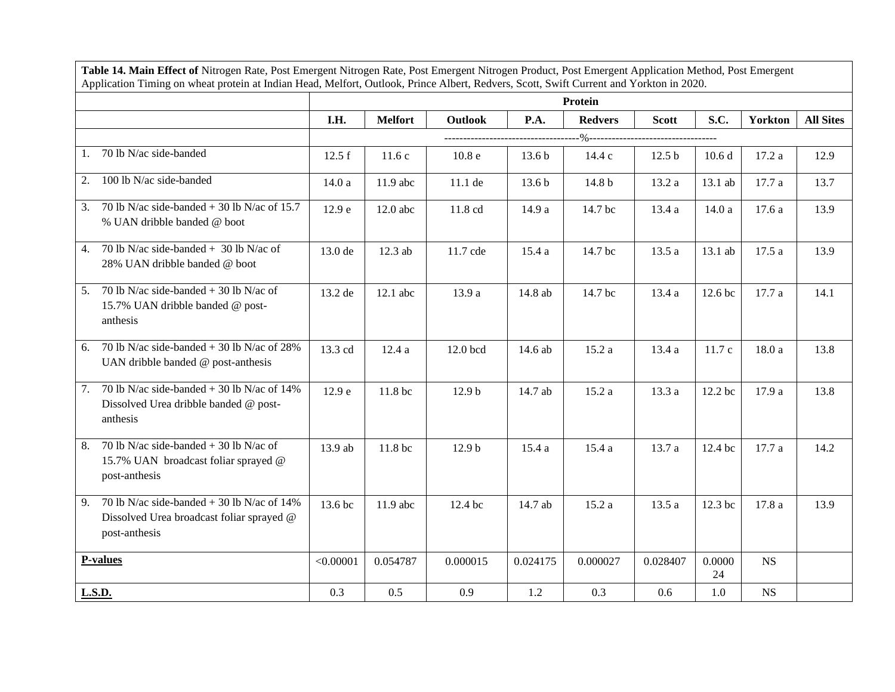**Table 14. Main Effect of** Nitrogen Rate, Post Emergent Nitrogen Rate, Post Emergent Nitrogen Product, Post Emergent Application Method, Post Emergent Application Timing on wheat protein at Indian Head, Melfort, Outlook, Prince Albert, Redvers, Scott, Swift Current and Yorkton in 2020.

| | Protein | | | | | | | | |
|---|---|---|---|---|---|---|---|---|---|
| | **I.H.** | **Melfort** | **Outlook** | **P.A.** | **Redvers** | **Scott** | **S.C.** | **Yorkton** | **All Sites** |
| | -----------------------------------%---------------------------------- | | | | | | | | |
| 1. 70 lb N/ac side-banded | 12.5 f | 11.6 c | 10.8 e | 13.6 b | 14.4 c | 12.5 b | 10.6 d | 17.2 a | 12.9 |
| 2. 100 lb N/ac side-banded | 14.0 a | 11.9 abc | 11.1 de | 13.6 b | 14.8 b | 13.2 a | 13.1 ab | 17.7 a | 13.7 |
| 3. 70 lb N/ac side-banded + 30 lb N/ac of 15.7 % UAN dribble banded @ boot | 12.9 e | 12.0 abc | 11.8 cd | 14.9 a | 14.7 bc | 13.4 a | 14.0 a | 17.6 a | 13.9 |
| 4. 70 lb N/ac side-banded + 30 lb N/ac of 28% UAN dribble banded @ boot | 13.0 de | 12.3 ab | 11.7 cde | 15.4 a | 14.7 bc | 13.5 a | 13.1 ab | 17.5 a | 13.9 |
| 5. 70 lb N/ac side-banded + 30 lb N/ac of 15.7% UAN dribble banded @ post-anthesis | 13.2 de | 12.1 abc | 13.9 a | 14.8 ab | 14.7 bc | 13.4 a | 12.6 bc | 17.7 a | 14.1 |
| 6. 70 lb N/ac side-banded + 30 lb N/ac of 28% UAN dribble banded @ post-anthesis | 13.3 cd | 12.4 a | 12.0 bcd | 14.6 ab | 15.2 a | 13.4 a | 11.7 c | 18.0 a | 13.8 |
| 7. 70 lb N/ac side-banded + 30 lb N/ac of 14% Dissolved Urea dribble banded @ post-anthesis | 12.9 e | 11.8 bc | 12.9 b | 14.7 ab | 15.2 a | 13.3 a | 12.2 bc | 17.9 a | 13.8 |
| 8. 70 lb N/ac side-banded + 30 lb N/ac of 15.7% UAN broadcast foliar sprayed @ post-anthesis | 13.9 ab | 11.8 bc | 12.9 b | 15.4 a | 15.4 a | 13.7 a | 12.4 bc | 17.7 a | 14.2 |
| 9. 70 lb N/ac side-banded + 30 lb N/ac of 14% Dissolved Urea broadcast foliar sprayed @ post-anthesis | 13.6 bc | 11.9 abc | 12.4 bc | 14.7 ab | 15.2 a | 13.5 a | 12.3 bc | 17.8 a | 13.9 |
| **P-values** | <0.00001 | 0.054787 | 0.000015 | 0.024175 | 0.000027 | 0.028407 | 0.000024 | NS | |
| **L.S.D.** | 0.3 | 0.5 | 0.9 | 1.2 | 0.3 | 0.6 | 1.0 | NS | |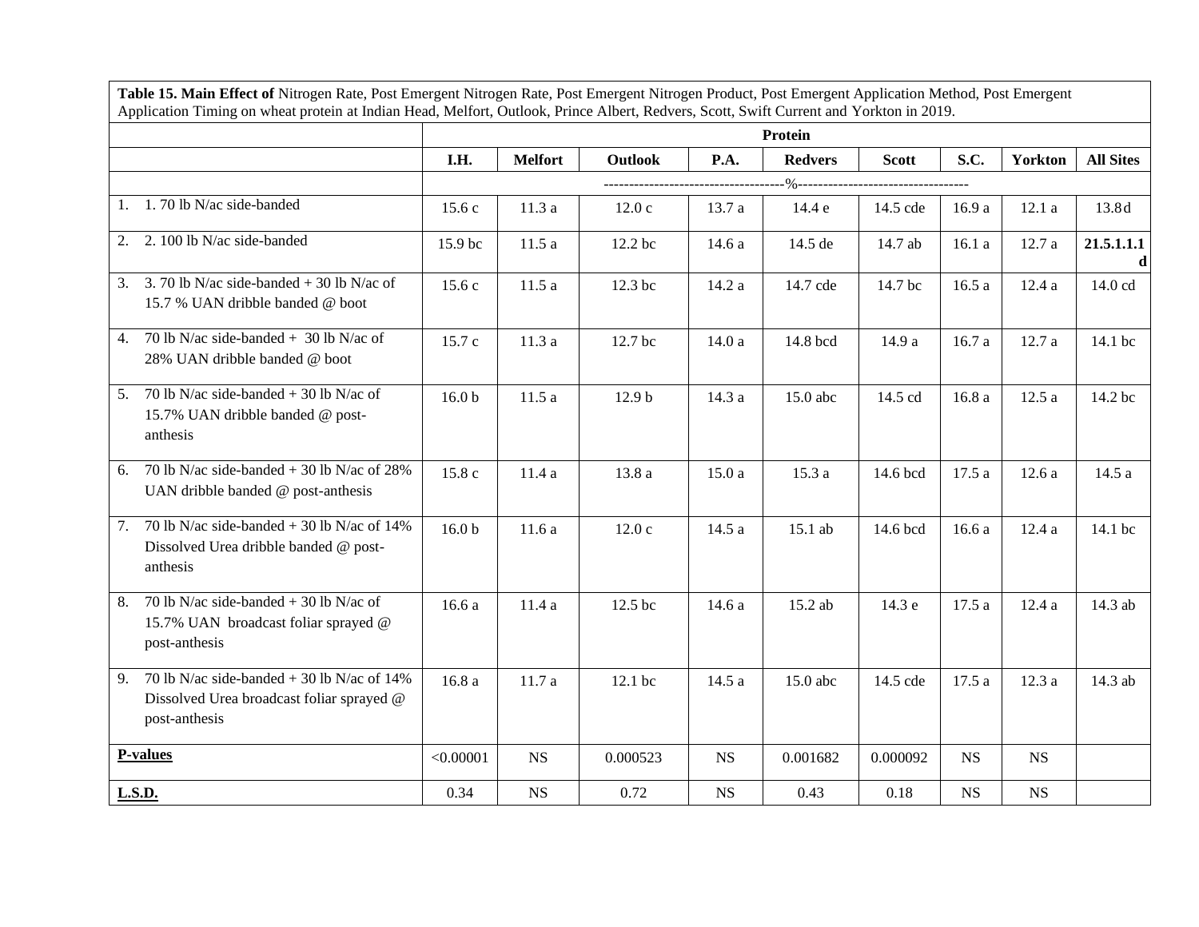**Table 15. Main Effect of** Nitrogen Rate, Post Emergent Nitrogen Rate, Post Emergent Nitrogen Product, Post Emergent Application Method, Post Emergent Application Timing on wheat protein at Indian Head, Melfort, Outlook, Prince Albert, Redvers, Scott, Swift Current and Yorkton in 2019.

| | Protein | | | | | | | | |
|---|---|---|---|---|---|---|---|---|---|
| | **I.H.** | **Melfort** | **Outlook** | **P.A.** | **Redvers** | **Scott** | **S.C.** | **Yorkton** | **All Sites** |
| | ------------------------------------%---------------------------------- | | | | | | | | |
| 1. 1. 70 lb N/ac side-banded | 15.6 c | 11.3 a | 12.0 c | 13.7 a | 14.4 e | 14.5 cde | 16.9 a | 12.1 a | 13.8 d |
| 2. 2. 100 lb N/ac side-banded | 15.9 bc | 11.5 a | 12.2 bc | 14.6 a | 14.5 de | 14.7 ab | 16.1 a | 12.7 a | **21.5.1.1.1 d** |
| 3. 3. 70 lb N/ac side-banded + 30 lb N/ac of 15.7 % UAN dribble banded @ boot | 15.6 c | 11.5 a | 12.3 bc | 14.2 a | 14.7 cde | 14.7 bc | 16.5 a | 12.4 a | 14.0 cd |
| 4. 70 lb N/ac side-banded + 30 lb N/ac of 28% UAN dribble banded @ boot | 15.7 c | 11.3 a | 12.7 bc | 14.0 a | 14.8 bcd | 14.9 a | 16.7 a | 12.7 a | 14.1 bc |
| 5. 70 lb N/ac side-banded + 30 lb N/ac of 15.7% UAN dribble banded @ post-anthesis | 16.0 b | 11.5 a | 12.9 b | 14.3 a | 15.0 abc | 14.5 cd | 16.8 a | 12.5 a | 14.2 bc |
| 6. 70 lb N/ac side-banded + 30 lb N/ac of 28% UAN dribble banded @ post-anthesis | 15.8 c | 11.4 a | 13.8 a | 15.0 a | 15.3 a | 14.6 bcd | 17.5 a | 12.6 a | 14.5 a |
| 7. 70 lb N/ac side-banded + 30 lb N/ac of 14% Dissolved Urea dribble banded @ post-anthesis | 16.0 b | 11.6 a | 12.0 c | 14.5 a | 15.1 ab | 14.6 bcd | 16.6 a | 12.4 a | 14.1 bc |
| 8. 70 lb N/ac side-banded + 30 lb N/ac of 15.7% UAN broadcast foliar sprayed @ post-anthesis | 16.6 a | 11.4 a | 12.5 bc | 14.6 a | 15.2 ab | 14.3 e | 17.5 a | 12.4 a | 14.3 ab |
| 9. 70 lb N/ac side-banded + 30 lb N/ac of 14% Dissolved Urea broadcast foliar sprayed @ post-anthesis | 16.8 a | 11.7 a | 12.1 bc | 14.5 a | 15.0 abc | 14.5 cde | 17.5 a | 12.3 a | 14.3 ab |
| **P-values** | <0.00001 | NS | 0.000523 | NS | 0.001682 | 0.000092 | NS | NS | |
| **L.S.D.** | 0.34 | NS | 0.72 | NS | 0.43 | 0.18 | NS | NS | |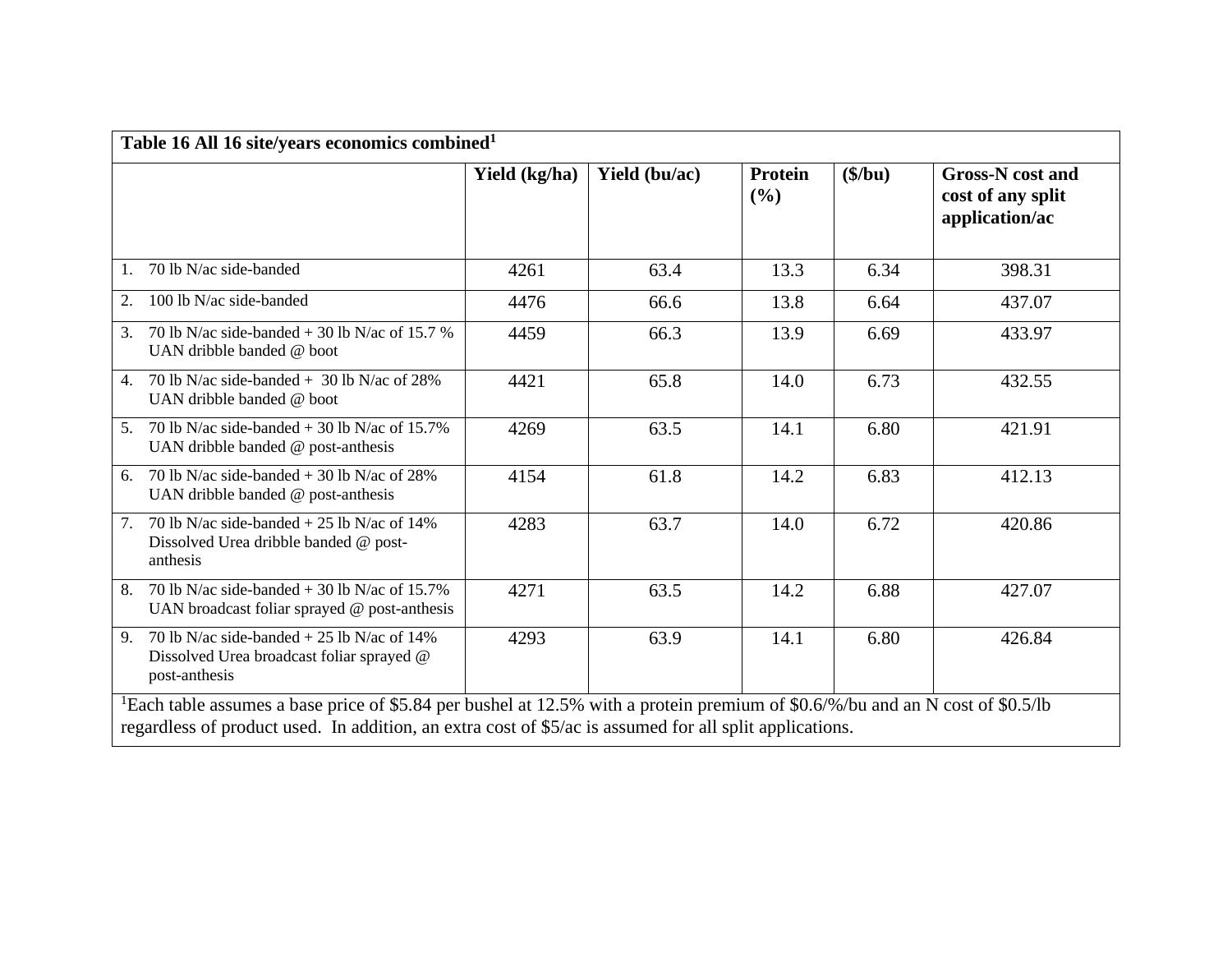**Table 16 All 16 site/years economics combined[1]**

| | Yield (kg/ha) | Yield (bu/ac) | Protein (%) | ($/bu) | Gross-N cost and cost of any split application/ac |
|---|---|---|---|---|---|
| 1. 70 lb N/ac side-banded | 4261 | 63.4 | 13.3 | 6.34 | 398.31 |
| 2. 100 lb N/ac side-banded | 4476 | 66.6 | 13.8 | 6.64 | 437.07 |
| 3. 70 lb N/ac side-banded + 30 lb N/ac of 15.7 % UAN dribble banded @ boot | 4459 | 66.3 | 13.9 | 6.69 | 433.97 |
| 4. 70 lb N/ac side-banded + 30 lb N/ac of 28% UAN dribble banded @ boot | 4421 | 65.8 | 14.0 | 6.73 | 432.55 |
| 5. 70 lb N/ac side-banded + 30 lb N/ac of 15.7% UAN dribble banded @ post-anthesis | 4269 | 63.5 | 14.1 | 6.80 | 421.91 |
| 6. 70 lb N/ac side-banded + 30 lb N/ac of 28% UAN dribble banded @ post-anthesis | 4154 | 61.8 | 14.2 | 6.83 | 412.13 |
| 7. 70 lb N/ac side-banded + 25 lb N/ac of 14% Dissolved Urea dribble banded @ post-anthesis | 4283 | 63.7 | 14.0 | 6.72 | 420.86 |
| 8. 70 lb N/ac side-banded + 30 lb N/ac of 15.7% UAN broadcast foliar sprayed @ post-anthesis | 4271 | 63.5 | 14.2 | 6.88 | 427.07 |
| 9. 70 lb N/ac side-banded + 25 lb N/ac of 14% Dissolved Urea broadcast foliar sprayed @ post-anthesis | 4293 | 63.9 | 14.1 | 6.80 | 426.84 |

[1]Each table assumes a base price of $5.84 per bushel at 12.5% with a protein premium of $0.6/%/bu and an N cost of $0.5/lb regardless of product used. In addition, an extra cost of $5/ac is assumed for all split applications.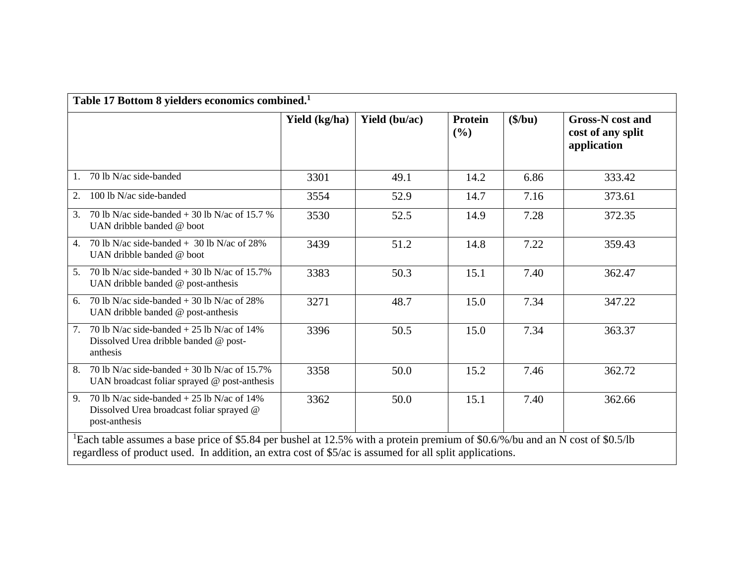**Table 17 Bottom 8 yielders economics combined.**[1]

| | Yield (kg/ha) | Yield (bu/ac) | Protein (%) | ($/bu) | Gross-N cost and cost of any split application |
|---|---|---|---|---|---|
| 1. 70 lb N/ac side-banded | 3301 | 49.1 | 14.2 | 6.86 | 333.42 |
| 2. 100 lb N/ac side-banded | 3554 | 52.9 | 14.7 | 7.16 | 373.61 |
| 3. 70 lb N/ac side-banded + 30 lb N/ac of 15.7 % UAN dribble banded @ boot | 3530 | 52.5 | 14.9 | 7.28 | 372.35 |
| 4. 70 lb N/ac side-banded + 30 lb N/ac of 28% UAN dribble banded @ boot | 3439 | 51.2 | 14.8 | 7.22 | 359.43 |
| 5. 70 lb N/ac side-banded + 30 lb N/ac of 15.7% UAN dribble banded @ post-anthesis | 3383 | 50.3 | 15.1 | 7.40 | 362.47 |
| 6. 70 lb N/ac side-banded + 30 lb N/ac of 28% UAN dribble banded @ post-anthesis | 3271 | 48.7 | 15.0 | 7.34 | 347.22 |
| 7. 70 lb N/ac side-banded + 25 lb N/ac of 14% Dissolved Urea dribble banded @ post-anthesis | 3396 | 50.5 | 15.0 | 7.34 | 363.37 |
| 8. 70 lb N/ac side-banded + 30 lb N/ac of 15.7% UAN broadcast foliar sprayed @ post-anthesis | 3358 | 50.0 | 15.2 | 7.46 | 362.72 |
| 9. 70 lb N/ac side-banded + 25 lb N/ac of 14% Dissolved Urea broadcast foliar sprayed @ post-anthesis | 3362 | 50.0 | 15.1 | 7.40 | 362.66 |

[1]Each table assumes a base price of $5.84 per bushel at 12.5% with a protein premium of $0.6/%/bu and an N cost of $0.5/lb regardless of product used. In addition, an extra cost of $5/ac is assumed for all split applications.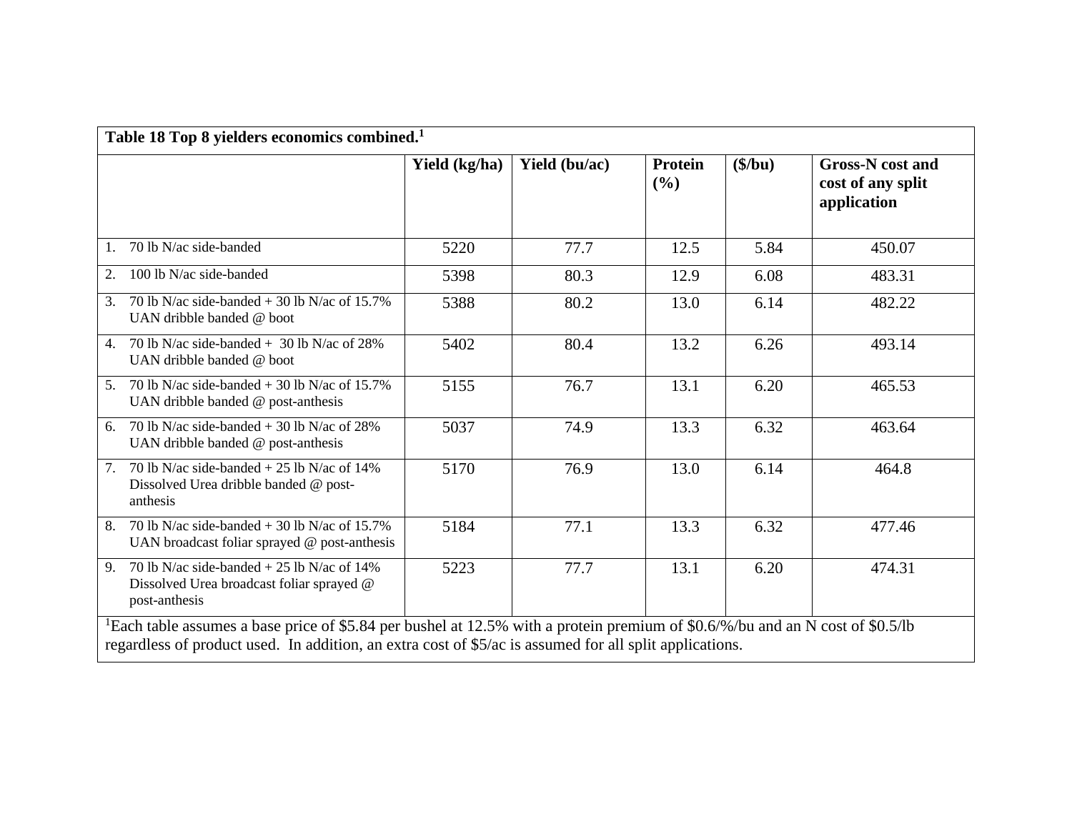**Table 18 Top 8 yielders economics combined.[1]**

| | Yield (kg/ha) | Yield (bu/ac) | Protein (%) | ($/bu) | Gross-N cost and cost of any split application |
|---|---|---|---|---|---|
| 1. 70 lb N/ac side-banded | 5220 | 77.7 | 12.5 | 5.84 | 450.07 |
| 2. 100 lb N/ac side-banded | 5398 | 80.3 | 12.9 | 6.08 | 483.31 |
| 3. 70 lb N/ac side-banded + 30 lb N/ac of 15.7% UAN dribble banded @ boot | 5388 | 80.2 | 13.0 | 6.14 | 482.22 |
| 4. 70 lb N/ac side-banded + 30 lb N/ac of 28% UAN dribble banded @ boot | 5402 | 80.4 | 13.2 | 6.26 | 493.14 |
| 5. 70 lb N/ac side-banded + 30 lb N/ac of 15.7% UAN dribble banded @ post-anthesis | 5155 | 76.7 | 13.1 | 6.20 | 465.53 |
| 6. 70 lb N/ac side-banded + 30 lb N/ac of 28% UAN dribble banded @ post-anthesis | 5037 | 74.9 | 13.3 | 6.32 | 463.64 |
| 7. 70 lb N/ac side-banded + 25 lb N/ac of 14% Dissolved Urea dribble banded @ post-anthesis | 5170 | 76.9 | 13.0 | 6.14 | 464.8 |
| 8. 70 lb N/ac side-banded + 30 lb N/ac of 15.7% UAN broadcast foliar sprayed @ post-anthesis | 5184 | 77.1 | 13.3 | 6.32 | 477.46 |
| 9. 70 lb N/ac side-banded + 25 lb N/ac of 14% Dissolved Urea broadcast foliar sprayed @ post-anthesis | 5223 | 77.7 | 13.1 | 6.20 | 474.31 |

[1]Each table assumes a base price of $5.84 per bushel at 12.5% with a protein premium of $0.6/%/bu and an N cost of $0.5/lb regardless of product used. In addition, an extra cost of $5/ac is assumed for all split applications.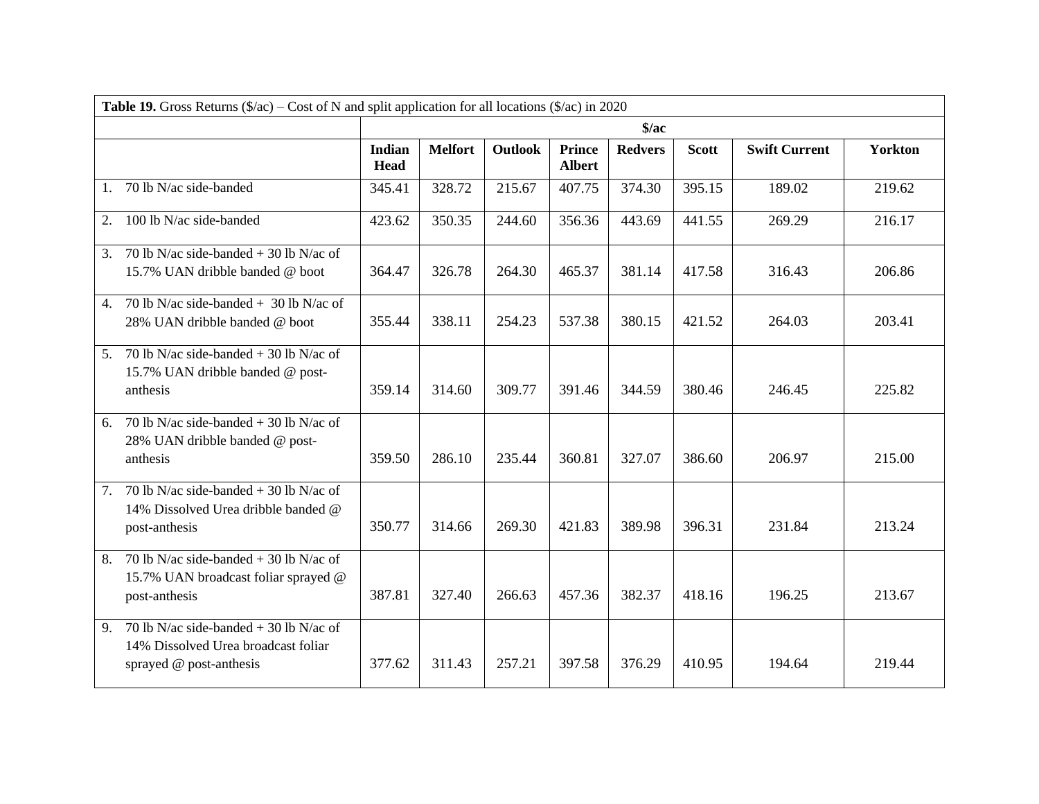| **Table 19.** Gross Returns ($/ac) – Cost of N and split application for all locations ($/ac) in 2020 | | | | | | | | |
|---|---|---|---|---|---|---|---|---|
| | **$/ac** | | | | | | | |
| | **Indian Head** | **Melfort** | **Outlook** | **Prince Albert** | **Redvers** | **Scott** | **Swift Current** | **Yorkton** |
| 1. 70 lb N/ac side-banded | 345.41 | 328.72 | 215.67 | 407.75 | 374.30 | 395.15 | 189.02 | 219.62 |
| 2. 100 lb N/ac side-banded | 423.62 | 350.35 | 244.60 | 356.36 | 443.69 | 441.55 | 269.29 | 216.17 |
| 3. 70 lb N/ac side-banded + 30 lb N/ac of 15.7% UAN dribble banded @ boot | 364.47 | 326.78 | 264.30 | 465.37 | 381.14 | 417.58 | 316.43 | 206.86 |
| 4. 70 lb N/ac side-banded + 30 lb N/ac of 28% UAN dribble banded @ boot | 355.44 | 338.11 | 254.23 | 537.38 | 380.15 | 421.52 | 264.03 | 203.41 |
| 5. 70 lb N/ac side-banded + 30 lb N/ac of 15.7% UAN dribble banded @ post-anthesis | 359.14 | 314.60 | 309.77 | 391.46 | 344.59 | 380.46 | 246.45 | 225.82 |
| 6. 70 lb N/ac side-banded + 30 lb N/ac of 28% UAN dribble banded @ post-anthesis | 359.50 | 286.10 | 235.44 | 360.81 | 327.07 | 386.60 | 206.97 | 215.00 |
| 7. 70 lb N/ac side-banded + 30 lb N/ac of 14% Dissolved Urea dribble banded @ post-anthesis | 350.77 | 314.66 | 269.30 | 421.83 | 389.98 | 396.31 | 231.84 | 213.24 |
| 8. 70 lb N/ac side-banded + 30 lb N/ac of 15.7% UAN broadcast foliar sprayed @ post-anthesis | 387.81 | 327.40 | 266.63 | 457.36 | 382.37 | 418.16 | 196.25 | 213.67 |
| 9. 70 lb N/ac side-banded + 30 lb N/ac of 14% Dissolved Urea broadcast foliar sprayed @ post-anthesis | 377.62 | 311.43 | 257.21 | 397.58 | 376.29 | 410.95 | 194.64 | 219.44 |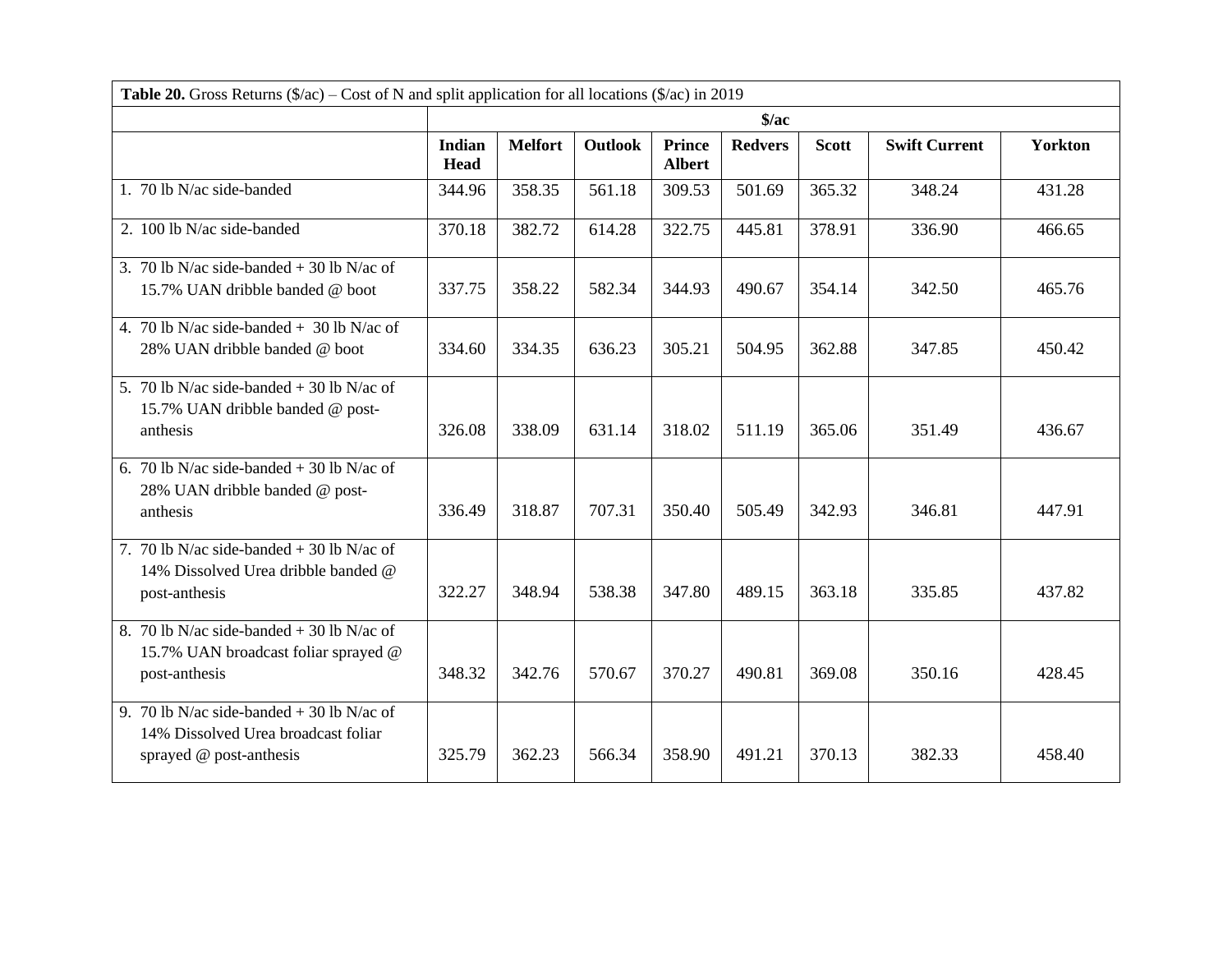**Table 20.** Gross Returns ($/ac) – Cost of N and split application for all locations ($/ac) in 2019

| | $/ac | | | | | | | |
|---|---|---|---|---|---|---|---|---|
| | **Indian Head** | **Melfort** | **Outlook** | **Prince Albert** | **Redvers** | **Scott** | **Swift Current** | **Yorkton** |
| 1. 70 lb N/ac side-banded | 344.96 | 358.35 | 561.18 | 309.53 | 501.69 | 365.32 | 348.24 | 431.28 |
| 2. 100 lb N/ac side-banded | 370.18 | 382.72 | 614.28 | 322.75 | 445.81 | 378.91 | 336.90 | 466.65 |
| 3. 70 lb N/ac side-banded + 30 lb N/ac of 15.7% UAN dribble banded @ boot | 337.75 | 358.22 | 582.34 | 344.93 | 490.67 | 354.14 | 342.50 | 465.76 |
| 4. 70 lb N/ac side-banded + 30 lb N/ac of 28% UAN dribble banded @ boot | 334.60 | 334.35 | 636.23 | 305.21 | 504.95 | 362.88 | 347.85 | 450.42 |
| 5. 70 lb N/ac side-banded + 30 lb N/ac of 15.7% UAN dribble banded @ post-anthesis | 326.08 | 338.09 | 631.14 | 318.02 | 511.19 | 365.06 | 351.49 | 436.67 |
| 6. 70 lb N/ac side-banded + 30 lb N/ac of 28% UAN dribble banded @ post-anthesis | 336.49 | 318.87 | 707.31 | 350.40 | 505.49 | 342.93 | 346.81 | 447.91 |
| 7. 70 lb N/ac side-banded + 30 lb N/ac of 14% Dissolved Urea dribble banded @ post-anthesis | 322.27 | 348.94 | 538.38 | 347.80 | 489.15 | 363.18 | 335.85 | 437.82 |
| 8. 70 lb N/ac side-banded + 30 lb N/ac of 15.7% UAN broadcast foliar sprayed @ post-anthesis | 348.32 | 342.76 | 570.67 | 370.27 | 490.81 | 369.08 | 350.16 | 428.45 |
| 9. 70 lb N/ac side-banded + 30 lb N/ac of 14% Dissolved Urea broadcast foliar sprayed @ post-anthesis | 325.79 | 362.23 | 566.34 | 358.90 | 491.21 | 370.13 | 382.33 | 458.40 |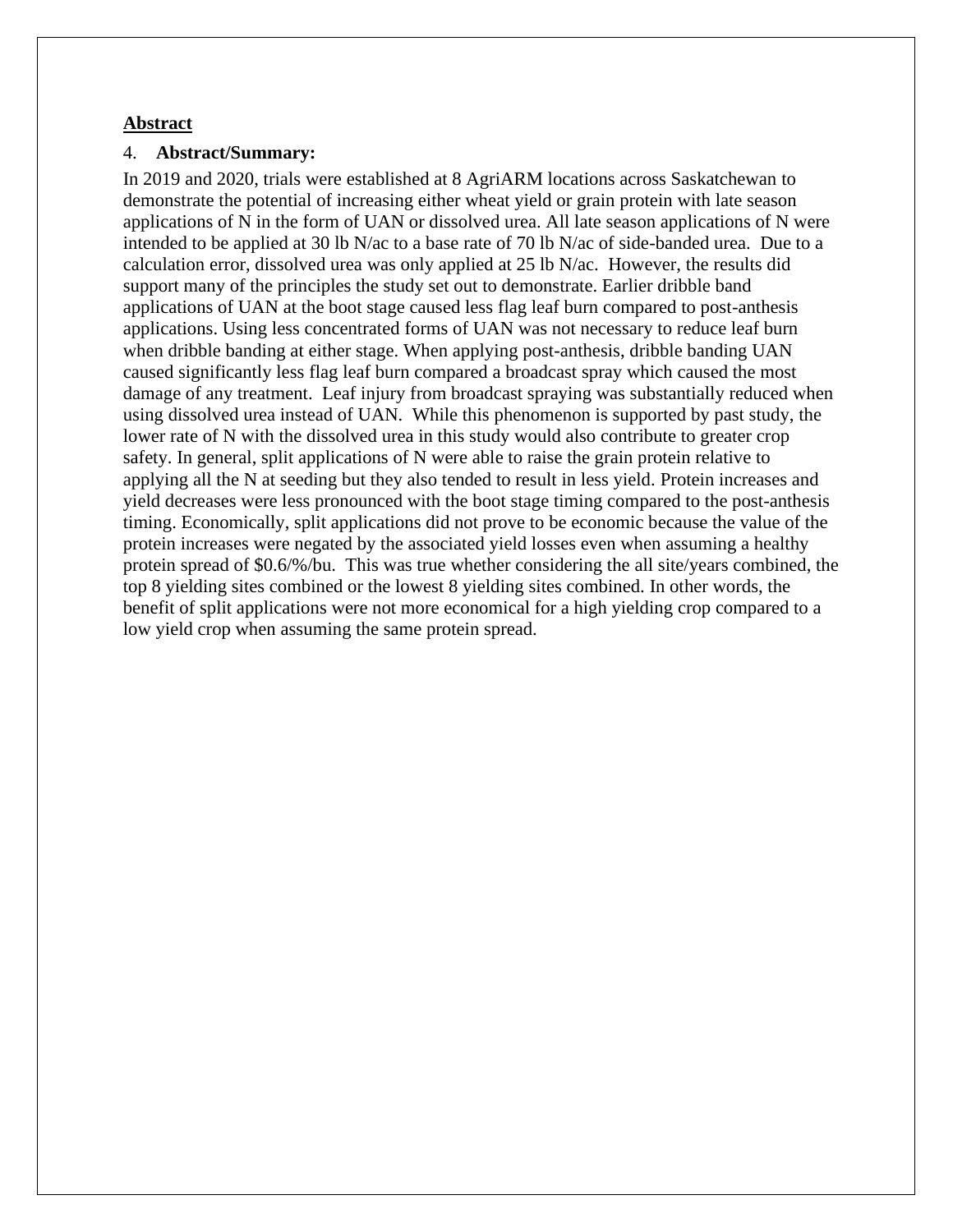**Abstract**

4. **Abstract/Summary:**

In 2019 and 2020, trials were established at 8 AgriARM locations across Saskatchewan to demonstrate the potential of increasing either wheat yield or grain protein with late season applications of N in the form of UAN or dissolved urea. All late season applications of N were intended to be applied at 30 lb N/ac to a base rate of 70 lb N/ac of side-banded urea. Due to a calculation error, dissolved urea was only applied at 25 lb N/ac. However, the results did support many of the principles the study set out to demonstrate. Earlier dribble band applications of UAN at the boot stage caused less flag leaf burn compared to post-anthesis applications. Using less concentrated forms of UAN was not necessary to reduce leaf burn when dribble banding at either stage. When applying post-anthesis, dribble banding UAN caused significantly less flag leaf burn compared a broadcast spray which caused the most damage of any treatment. Leaf injury from broadcast spraying was substantially reduced when using dissolved urea instead of UAN. While this phenomenon is supported by past study, the lower rate of N with the dissolved urea in this study would also contribute to greater crop safety. In general, split applications of N were able to raise the grain protein relative to applying all the N at seeding but they also tended to result in less yield. Protein increases and yield decreases were less pronounced with the boot stage timing compared to the post-anthesis timing. Economically, split applications did not prove to be economic because the value of the protein increases were negated by the associated yield losses even when assuming a healthy protein spread of $0.6/%/bu. This was true whether considering the all site/years combined, the top 8 yielding sites combined or the lowest 8 yielding sites combined. In other words, the benefit of split applications were not more economical for a high yielding crop compared to a low yield crop when assuming the same protein spread.